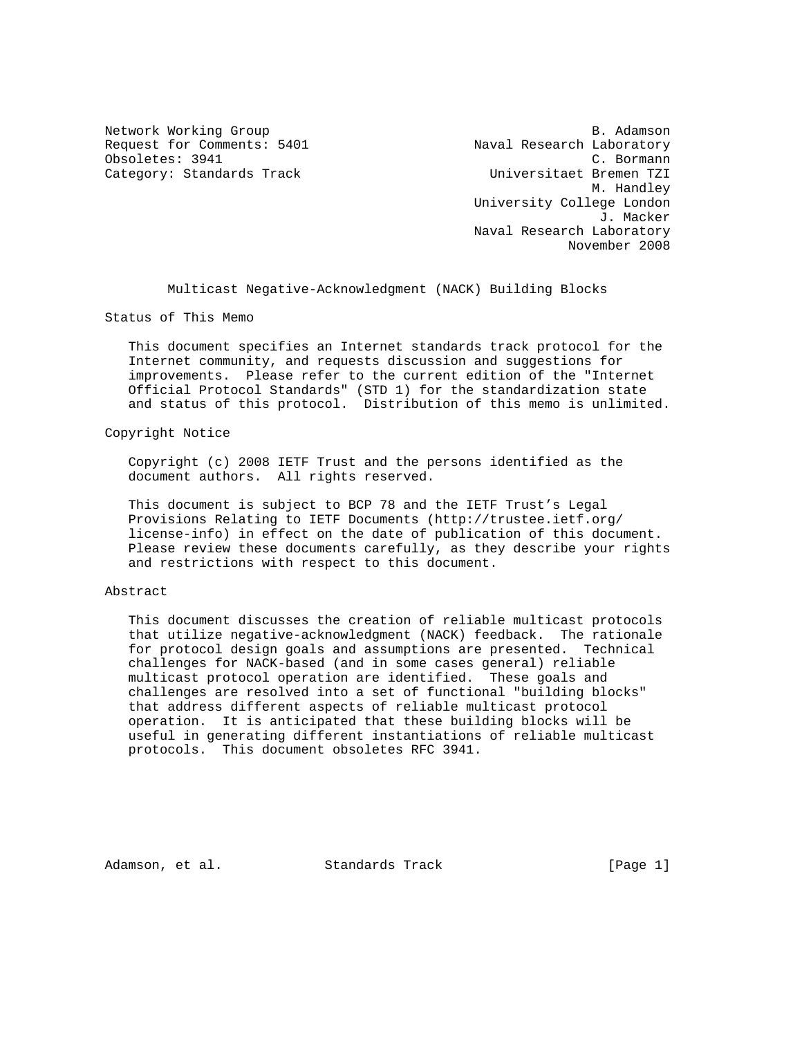Network Working Group B. Adamson
Request for Comments: 5401 Naval Research Laboratory
Obsoletes: 3941 C. Bormann
Category: Standards Track Universitaet Bremen TZI
M. Handley
University College London
J. Macker
Naval Research Laboratory
November 2008

# Multicast Negative-Acknowledgment (NACK) Building Blocks

## Status of This Memo

This document specifies an Internet standards track protocol for the Internet community, and requests discussion and suggestions for improvements. Please refer to the current edition of the "Internet Official Protocol Standards" (STD 1) for the standardization state and status of this protocol. Distribution of this memo is unlimited.

## Copyright Notice

Copyright (c) 2008 IETF Trust and the persons identified as the document authors. All rights reserved.

This document is subject to BCP 78 and the IETF Trust's Legal Provisions Relating to IETF Documents (http://trustee.ietf.org/license-info) in effect on the date of publication of this document. Please review these documents carefully, as they describe your rights and restrictions with respect to this document.

## Abstract

This document discusses the creation of reliable multicast protocols that utilize negative-acknowledgment (NACK) feedback. The rationale for protocol design goals and assumptions are presented. Technical challenges for NACK-based (and in some cases general) reliable multicast protocol operation are identified. These goals and challenges are resolved into a set of functional "building blocks" that address different aspects of reliable multicast protocol operation. It is anticipated that these building blocks will be useful in generating different instantiations of reliable multicast protocols. This document obsoletes RFC 3941.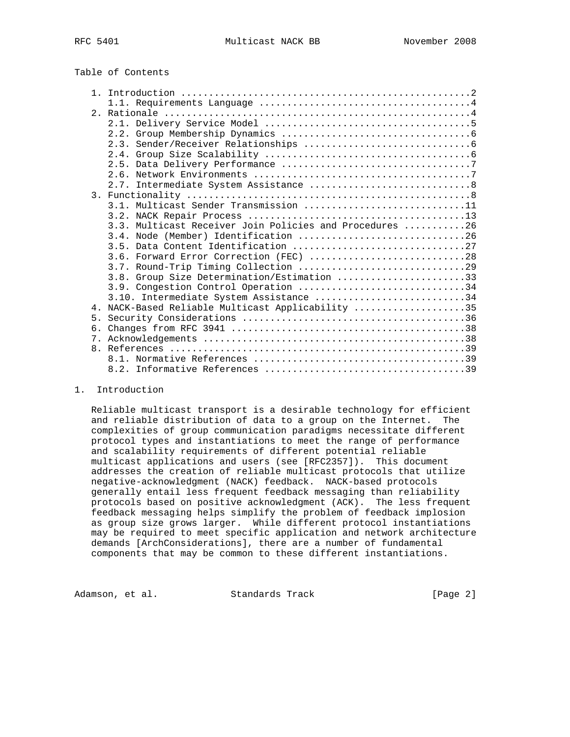Table of Contents

```
   1. Introduction ....................................................2
      1.1. Requirements Language ......................................4
   2. Rationale .......................................................4
      2.1. Delivery Service Model .....................................5
      2.2. Group Membership Dynamics ..................................6
      2.3. Sender/Receiver Relationships ..............................6
      2.4. Group Size Scalability .....................................6
      2.5. Data Delivery Performance ..................................7
      2.6. Network Environments .......................................7
      2.7. Intermediate System Assistance .............................8
   3. Functionality ...................................................8
      3.1. Multicast Sender Transmission .............................11
      3.2. NACK Repair Process .......................................13
      3.3. Multicast Receiver Join Policies and Procedures ...........26
      3.4. Node (Member) Identification ..............................26
      3.5. Data Content Identification ...............................27
      3.6. Forward Error Correction (FEC) ............................28
      3.7. Round-Trip Timing Collection ..............................29
      3.8. Group Size Determination/Estimation .......................33
      3.9. Congestion Control Operation ..............................34
      3.10. Intermediate System Assistance ...........................34
   4. NACK-Based Reliable Multicast Applicability ....................35
   5. Security Considerations ........................................36
   6. Changes from RFC 3941 ..........................................38
   7. Acknowledgements ...............................................38
   8. References .....................................................39
      8.1. Normative References ......................................39
      8.2. Informative References ....................................39
```

# 1. Introduction

Reliable multicast transport is a desirable technology for efficient and reliable distribution of data to a group on the Internet. The complexities of group communication paradigms necessitate different protocol types and instantiations to meet the range of performance and scalability requirements of different potential reliable multicast applications and users (see [RFC2357]). This document addresses the creation of reliable multicast protocols that utilize negative-acknowledgment (NACK) feedback. NACK-based protocols generally entail less frequent feedback messaging than reliability protocols based on positive acknowledgment (ACK). The less frequent feedback messaging helps simplify the problem of feedback implosion as group size grows larger. While different protocol instantiations may be required to meet specific application and network architecture demands [ArchConsiderations], there are a number of fundamental components that may be common to these different instantiations.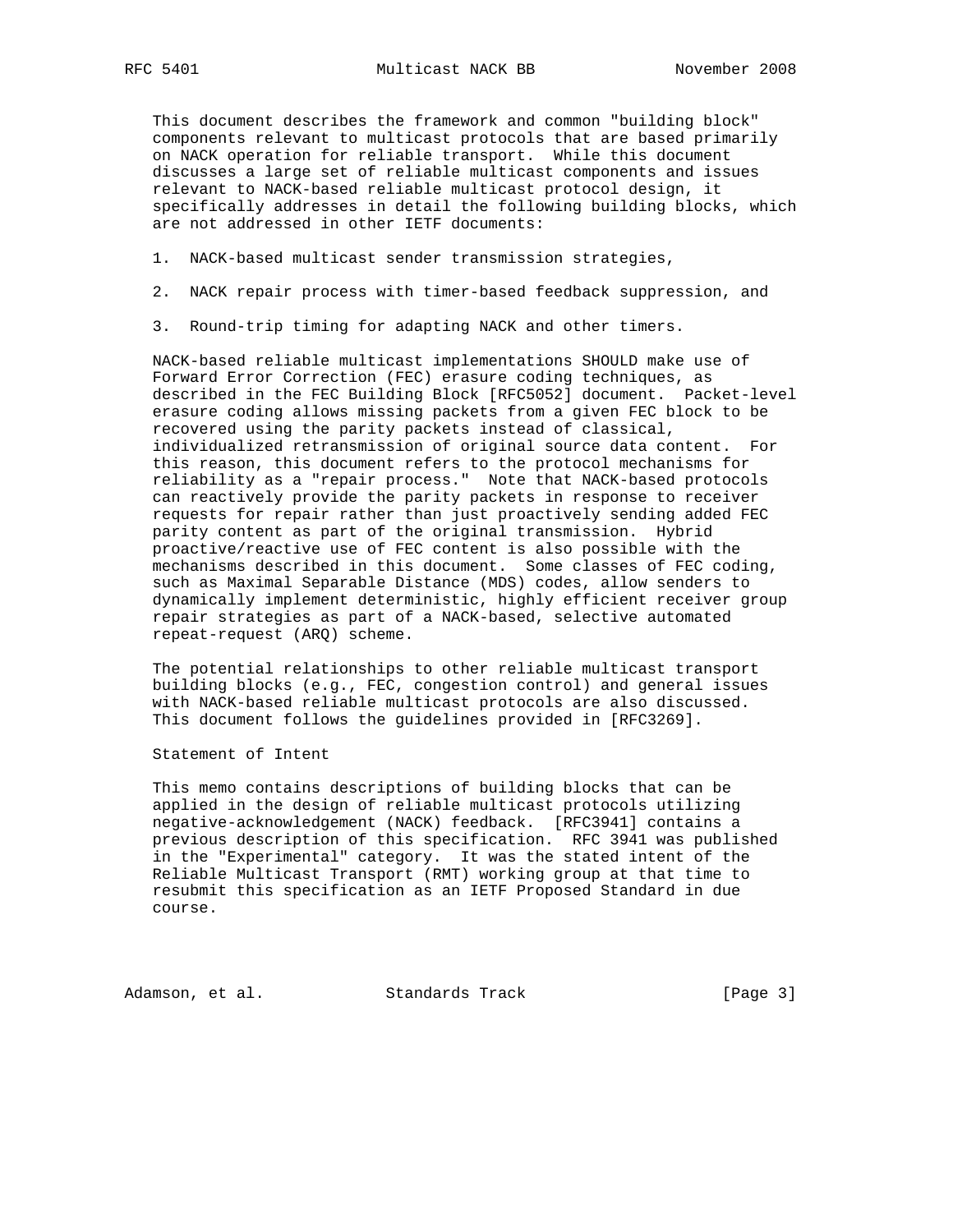This document describes the framework and common "building block" components relevant to multicast protocols that are based primarily on NACK operation for reliable transport. While this document discusses a large set of reliable multicast components and issues relevant to NACK-based reliable multicast protocol design, it specifically addresses in detail the following building blocks, which are not addressed in other IETF documents:

1. NACK-based multicast sender transmission strategies,
2. NACK repair process with timer-based feedback suppression, and
3. Round-trip timing for adapting NACK and other timers.

NACK-based reliable multicast implementations SHOULD make use of Forward Error Correction (FEC) erasure coding techniques, as described in the FEC Building Block [RFC5052] document. Packet-level erasure coding allows missing packets from a given FEC block to be recovered using the parity packets instead of classical, individualized retransmission of original source data content. For this reason, this document refers to the protocol mechanisms for reliability as a "repair process." Note that NACK-based protocols can reactively provide the parity packets in response to receiver requests for repair rather than just proactively sending added FEC parity content as part of the original transmission. Hybrid proactive/reactive use of FEC content is also possible with the mechanisms described in this document. Some classes of FEC coding, such as Maximal Separable Distance (MDS) codes, allow senders to dynamically implement deterministic, highly efficient receiver group repair strategies as part of a NACK-based, selective automated repeat-request (ARQ) scheme.

The potential relationships to other reliable multicast transport building blocks (e.g., FEC, congestion control) and general issues with NACK-based reliable multicast protocols are also discussed. This document follows the guidelines provided in [RFC3269].

Statement of Intent

This memo contains descriptions of building blocks that can be applied in the design of reliable multicast protocols utilizing negative-acknowledgement (NACK) feedback. [RFC3941] contains a previous description of this specification. RFC 3941 was published in the "Experimental" category. It was the stated intent of the Reliable Multicast Transport (RMT) working group at that time to resubmit this specification as an IETF Proposed Standard in due course.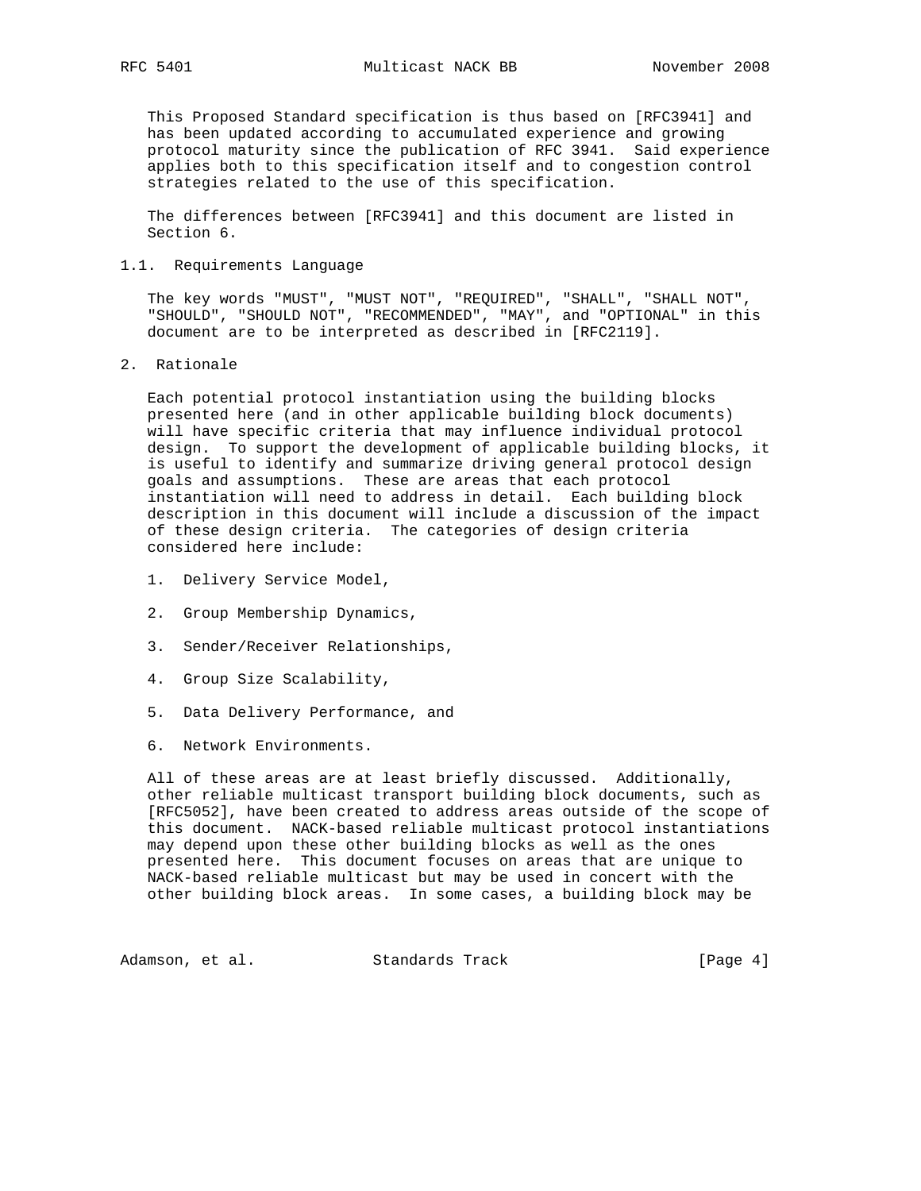This Proposed Standard specification is thus based on [RFC3941] and has been updated according to accumulated experience and growing protocol maturity since the publication of RFC 3941. Said experience applies both to this specification itself and to congestion control strategies related to the use of this specification.

The differences between [RFC3941] and this document are listed in Section 6.

### 1.1. Requirements Language

The key words "MUST", "MUST NOT", "REQUIRED", "SHALL", "SHALL NOT", "SHOULD", "SHOULD NOT", "RECOMMENDED", "MAY", and "OPTIONAL" in this document are to be interpreted as described in [RFC2119].

## 2. Rationale

Each potential protocol instantiation using the building blocks presented here (and in other applicable building block documents) will have specific criteria that may influence individual protocol design. To support the development of applicable building blocks, it is useful to identify and summarize driving general protocol design goals and assumptions. These are areas that each protocol instantiation will need to address in detail. Each building block description in this document will include a discussion of the impact of these design criteria. The categories of design criteria considered here include:

1. Delivery Service Model,
2. Group Membership Dynamics,
3. Sender/Receiver Relationships,
4. Group Size Scalability,
5. Data Delivery Performance, and
6. Network Environments.

All of these areas are at least briefly discussed. Additionally, other reliable multicast transport building block documents, such as [RFC5052], have been created to address areas outside of the scope of this document. NACK-based reliable multicast protocol instantiations may depend upon these other building blocks as well as the ones presented here. This document focuses on areas that are unique to NACK-based reliable multicast but may be used in concert with the other building block areas. In some cases, a building block may be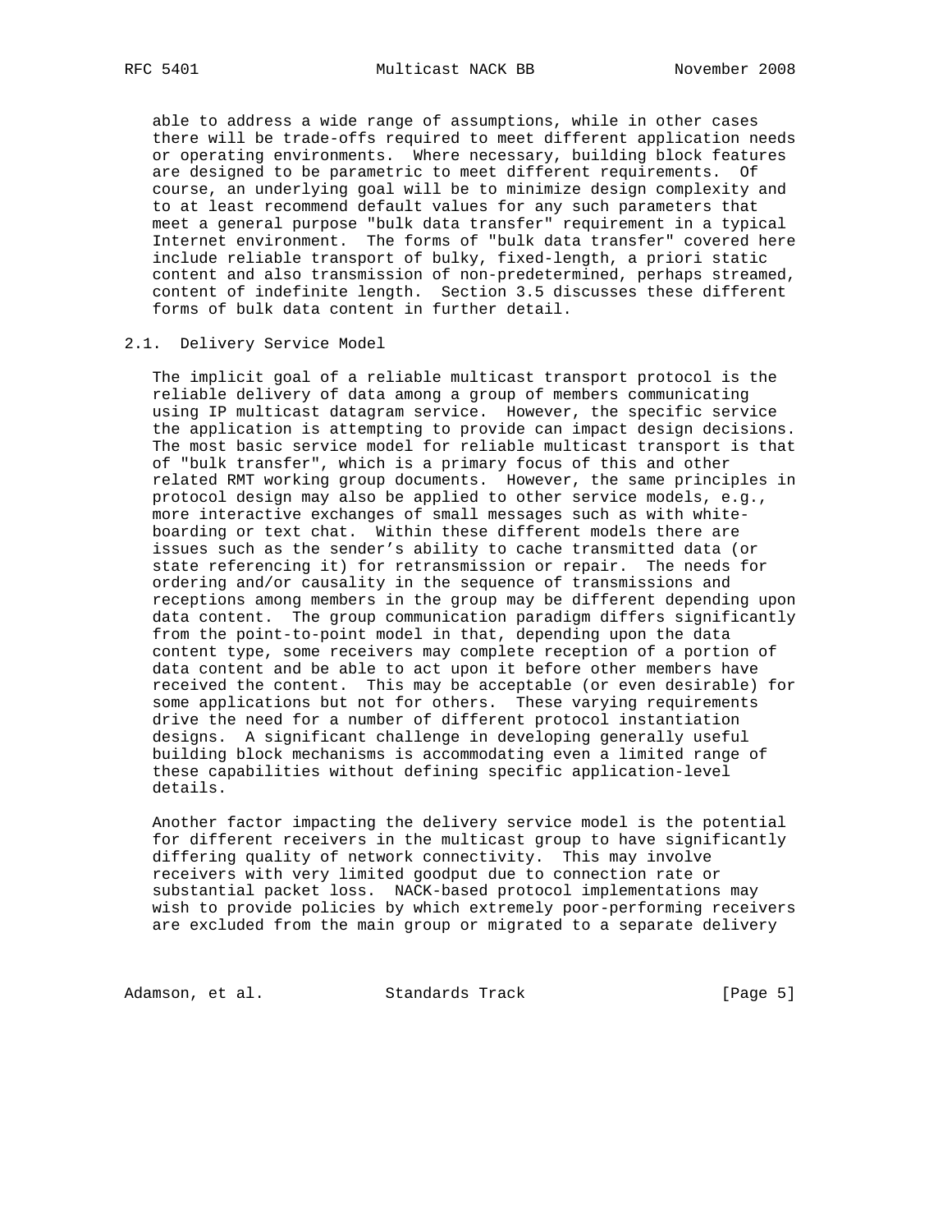able to address a wide range of assumptions, while in other cases there will be trade-offs required to meet different application needs or operating environments. Where necessary, building block features are designed to be parametric to meet different requirements. Of course, an underlying goal will be to minimize design complexity and to at least recommend default values for any such parameters that meet a general purpose "bulk data transfer" requirement in a typical Internet environment. The forms of "bulk data transfer" covered here include reliable transport of bulky, fixed-length, a priori static content and also transmission of non-predetermined, perhaps streamed, content of indefinite length. Section 3.5 discusses these different forms of bulk data content in further detail.

## 2.1. Delivery Service Model

The implicit goal of a reliable multicast transport protocol is the reliable delivery of data among a group of members communicating using IP multicast datagram service. However, the specific service the application is attempting to provide can impact design decisions. The most basic service model for reliable multicast transport is that of "bulk transfer", which is a primary focus of this and other related RMT working group documents. However, the same principles in protocol design may also be applied to other service models, e.g., more interactive exchanges of small messages such as with white-boarding or text chat. Within these different models there are issues such as the sender's ability to cache transmitted data (or state referencing it) for retransmission or repair. The needs for ordering and/or causality in the sequence of transmissions and receptions among members in the group may be different depending upon data content. The group communication paradigm differs significantly from the point-to-point model in that, depending upon the data content type, some receivers may complete reception of a portion of data content and be able to act upon it before other members have received the content. This may be acceptable (or even desirable) for some applications but not for others. These varying requirements drive the need for a number of different protocol instantiation designs. A significant challenge in developing generally useful building block mechanisms is accommodating even a limited range of these capabilities without defining specific application-level details.

Another factor impacting the delivery service model is the potential for different receivers in the multicast group to have significantly differing quality of network connectivity. This may involve receivers with very limited goodput due to connection rate or substantial packet loss. NACK-based protocol implementations may wish to provide policies by which extremely poor-performing receivers are excluded from the main group or migrated to a separate delivery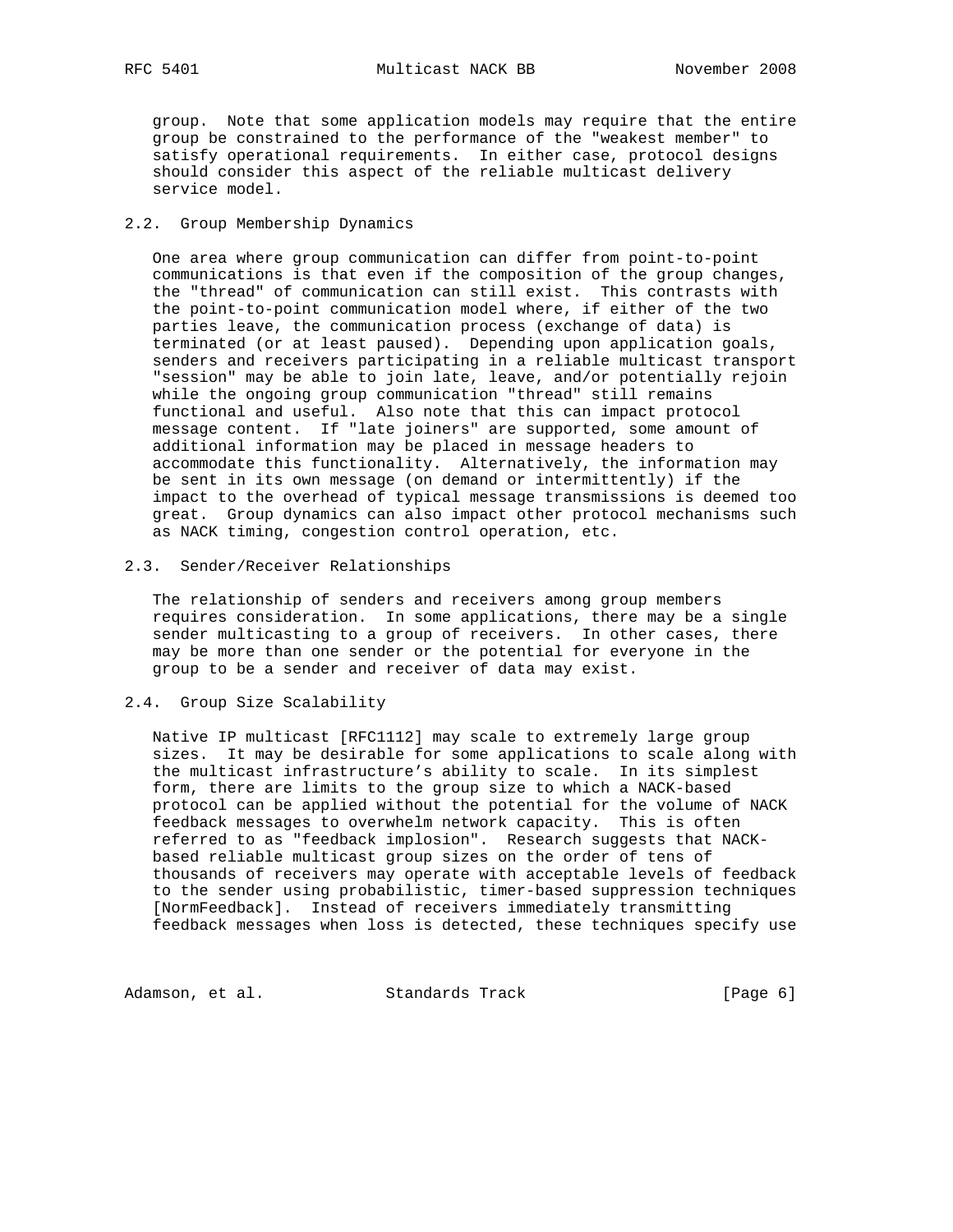group. Note that some application models may require that the entire group be constrained to the performance of the "weakest member" to satisfy operational requirements. In either case, protocol designs should consider this aspect of the reliable multicast delivery service model.

## 2.2. Group Membership Dynamics

One area where group communication can differ from point-to-point communications is that even if the composition of the group changes, the "thread" of communication can still exist. This contrasts with the point-to-point communication model where, if either of the two parties leave, the communication process (exchange of data) is terminated (or at least paused). Depending upon application goals, senders and receivers participating in a reliable multicast transport "session" may be able to join late, leave, and/or potentially rejoin while the ongoing group communication "thread" still remains functional and useful. Also note that this can impact protocol message content. If "late joiners" are supported, some amount of additional information may be placed in message headers to accommodate this functionality. Alternatively, the information may be sent in its own message (on demand or intermittently) if the impact to the overhead of typical message transmissions is deemed too great. Group dynamics can also impact other protocol mechanisms such as NACK timing, congestion control operation, etc.

## 2.3. Sender/Receiver Relationships

The relationship of senders and receivers among group members requires consideration. In some applications, there may be a single sender multicasting to a group of receivers. In other cases, there may be more than one sender or the potential for everyone in the group to be a sender and receiver of data may exist.

## 2.4. Group Size Scalability

Native IP multicast [RFC1112] may scale to extremely large group sizes. It may be desirable for some applications to scale along with the multicast infrastructure's ability to scale. In its simplest form, there are limits to the group size to which a NACK-based protocol can be applied without the potential for the volume of NACK feedback messages to overwhelm network capacity. This is often referred to as "feedback implosion". Research suggests that NACK-based reliable multicast group sizes on the order of tens of thousands of receivers may operate with acceptable levels of feedback to the sender using probabilistic, timer-based suppression techniques [NormFeedback]. Instead of receivers immediately transmitting feedback messages when loss is detected, these techniques specify use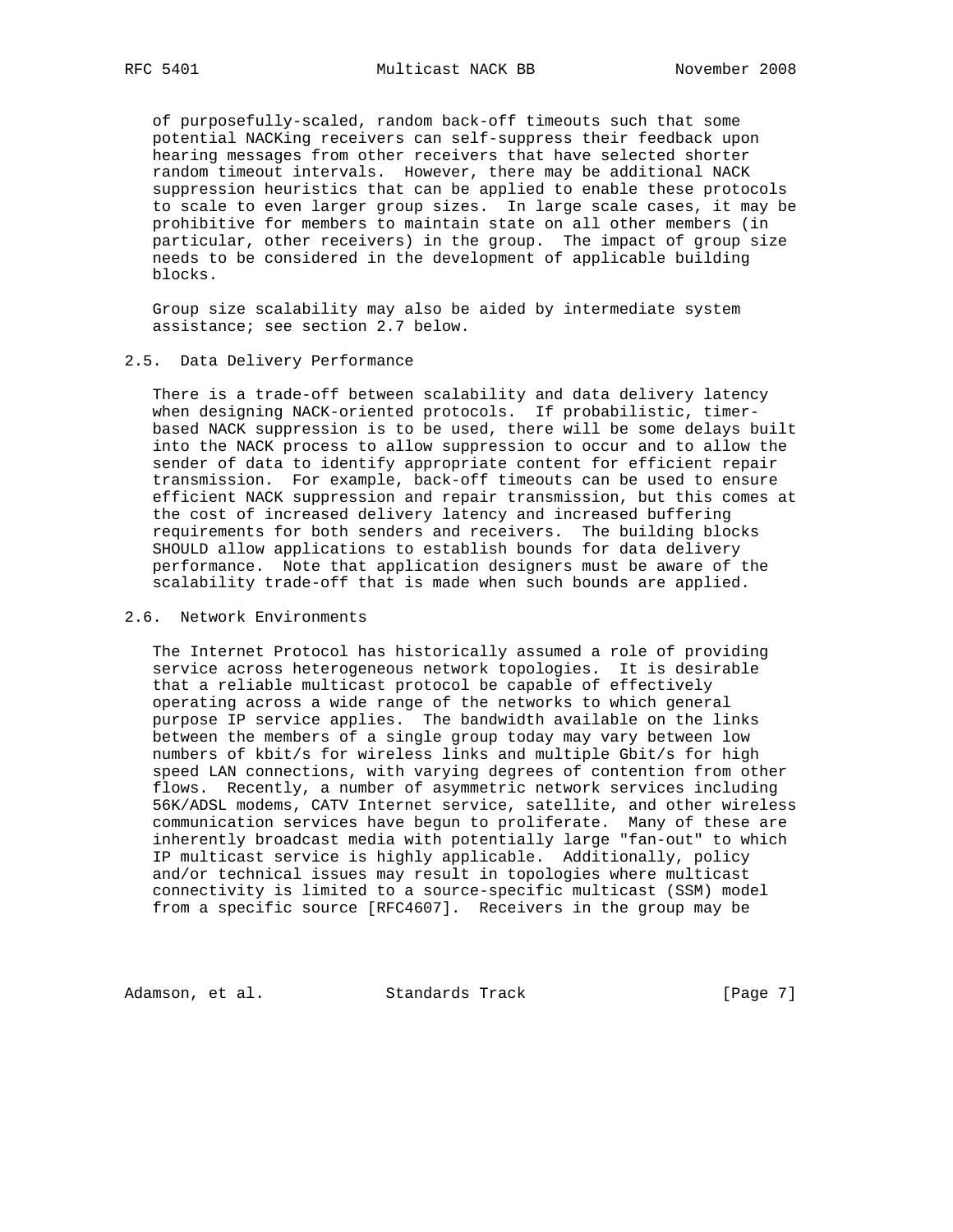of purposefully-scaled, random back-off timeouts such that some potential NACKing receivers can self-suppress their feedback upon hearing messages from other receivers that have selected shorter random timeout intervals. However, there may be additional NACK suppression heuristics that can be applied to enable these protocols to scale to even larger group sizes. In large scale cases, it may be prohibitive for members to maintain state on all other members (in particular, other receivers) in the group. The impact of group size needs to be considered in the development of applicable building blocks.

Group size scalability may also be aided by intermediate system assistance; see section 2.7 below.

### 2.5. Data Delivery Performance

There is a trade-off between scalability and data delivery latency when designing NACK-oriented protocols. If probabilistic, timer-based NACK suppression is to be used, there will be some delays built into the NACK process to allow suppression to occur and to allow the sender of data to identify appropriate content for efficient repair transmission. For example, back-off timeouts can be used to ensure efficient NACK suppression and repair transmission, but this comes at the cost of increased delivery latency and increased buffering requirements for both senders and receivers. The building blocks SHOULD allow applications to establish bounds for data delivery performance. Note that application designers must be aware of the scalability trade-off that is made when such bounds are applied.

### 2.6. Network Environments

The Internet Protocol has historically assumed a role of providing service across heterogeneous network topologies. It is desirable that a reliable multicast protocol be capable of effectively operating across a wide range of the networks to which general purpose IP service applies. The bandwidth available on the links between the members of a single group today may vary between low numbers of kbit/s for wireless links and multiple Gbit/s for high speed LAN connections, with varying degrees of contention from other flows. Recently, a number of asymmetric network services including 56K/ADSL modems, CATV Internet service, satellite, and other wireless communication services have begun to proliferate. Many of these are inherently broadcast media with potentially large "fan-out" to which IP multicast service is highly applicable. Additionally, policy and/or technical issues may result in topologies where multicast connectivity is limited to a source-specific multicast (SSM) model from a specific source [RFC4607]. Receivers in the group may be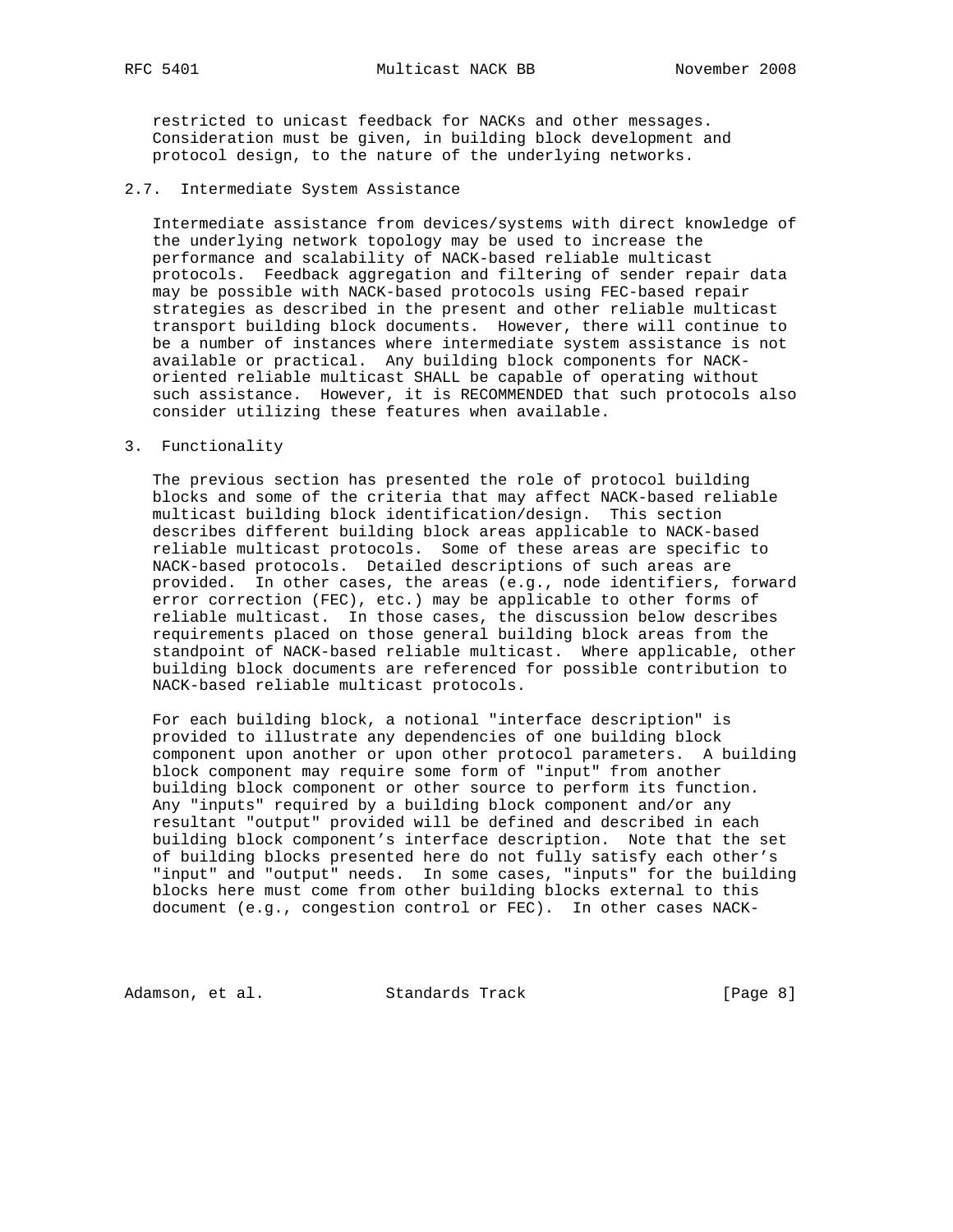restricted to unicast feedback for NACKs and other messages. Consideration must be given, in building block development and protocol design, to the nature of the underlying networks.

### 2.7. Intermediate System Assistance

Intermediate assistance from devices/systems with direct knowledge of the underlying network topology may be used to increase the performance and scalability of NACK-based reliable multicast protocols. Feedback aggregation and filtering of sender repair data may be possible with NACK-based protocols using FEC-based repair strategies as described in the present and other reliable multicast transport building block documents. However, there will continue to be a number of instances where intermediate system assistance is not available or practical. Any building block components for NACK-oriented reliable multicast SHALL be capable of operating without such assistance. However, it is RECOMMENDED that such protocols also consider utilizing these features when available.

## 3. Functionality

The previous section has presented the role of protocol building blocks and some of the criteria that may affect NACK-based reliable multicast building block identification/design. This section describes different building block areas applicable to NACK-based reliable multicast protocols. Some of these areas are specific to NACK-based protocols. Detailed descriptions of such areas are provided. In other cases, the areas (e.g., node identifiers, forward error correction (FEC), etc.) may be applicable to other forms of reliable multicast. In those cases, the discussion below describes requirements placed on those general building block areas from the standpoint of NACK-based reliable multicast. Where applicable, other building block documents are referenced for possible contribution to NACK-based reliable multicast protocols.

For each building block, a notional "interface description" is provided to illustrate any dependencies of one building block component upon another or upon other protocol parameters. A building block component may require some form of "input" from another building block component or other source to perform its function. Any "inputs" required by a building block component and/or any resultant "output" provided will be defined and described in each building block component's interface description. Note that the set of building blocks presented here do not fully satisfy each other's "input" and "output" needs. In some cases, "inputs" for the building blocks here must come from other building blocks external to this document (e.g., congestion control or FEC). In other cases NACK-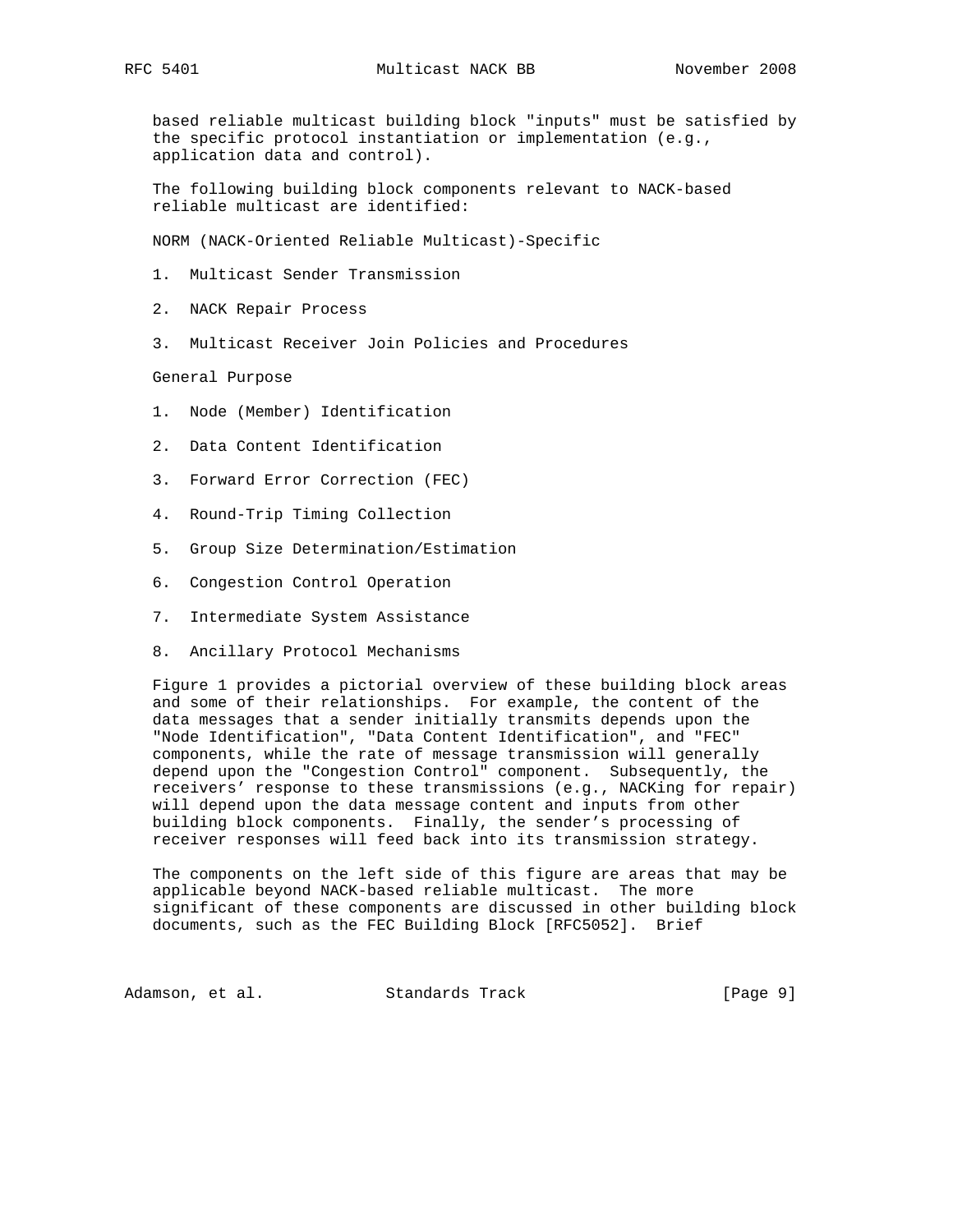based reliable multicast building block "inputs" must be satisfied by the specific protocol instantiation or implementation (e.g., application data and control).

The following building block components relevant to NACK-based reliable multicast are identified:

NORM (NACK-Oriented Reliable Multicast)-Specific

1. Multicast Sender Transmission

2. NACK Repair Process

3. Multicast Receiver Join Policies and Procedures

General Purpose

1. Node (Member) Identification

2. Data Content Identification

3. Forward Error Correction (FEC)

4. Round-Trip Timing Collection

5. Group Size Determination/Estimation

6. Congestion Control Operation

7. Intermediate System Assistance

8. Ancillary Protocol Mechanisms

Figure 1 provides a pictorial overview of these building block areas and some of their relationships. For example, the content of the data messages that a sender initially transmits depends upon the "Node Identification", "Data Content Identification", and "FEC" components, while the rate of message transmission will generally depend upon the "Congestion Control" component. Subsequently, the receivers' response to these transmissions (e.g., NACKing for repair) will depend upon the data message content and inputs from other building block components. Finally, the sender's processing of receiver responses will feed back into its transmission strategy.

The components on the left side of this figure are areas that may be applicable beyond NACK-based reliable multicast. The more significant of these components are discussed in other building block documents, such as the FEC Building Block [RFC5052]. Brief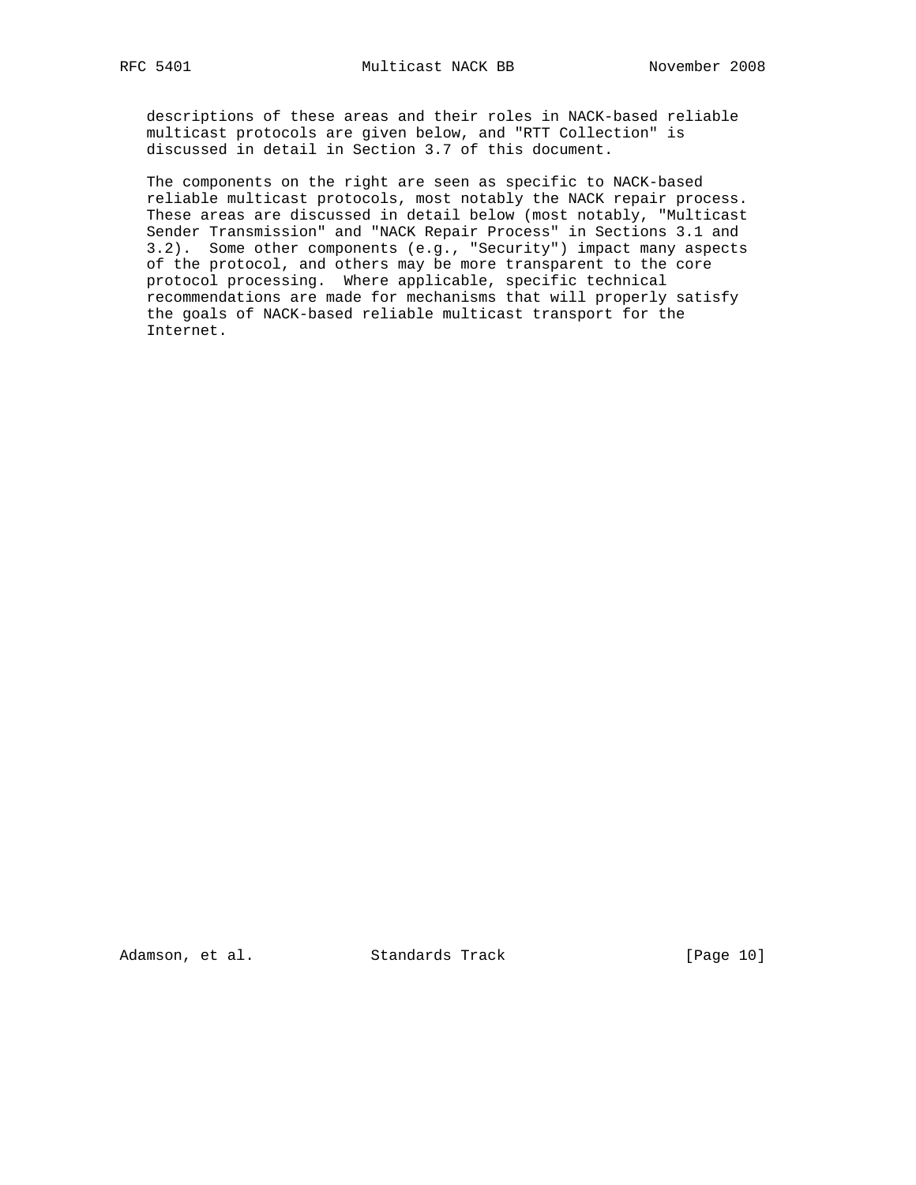descriptions of these areas and their roles in NACK-based reliable multicast protocols are given below, and "RTT Collection" is discussed in detail in Section 3.7 of this document.

The components on the right are seen as specific to NACK-based reliable multicast protocols, most notably the NACK repair process. These areas are discussed in detail below (most notably, "Multicast Sender Transmission" and "NACK Repair Process" in Sections 3.1 and 3.2). Some other components (e.g., "Security") impact many aspects of the protocol, and others may be more transparent to the core protocol processing. Where applicable, specific technical recommendations are made for mechanisms that will properly satisfy the goals of NACK-based reliable multicast transport for the Internet.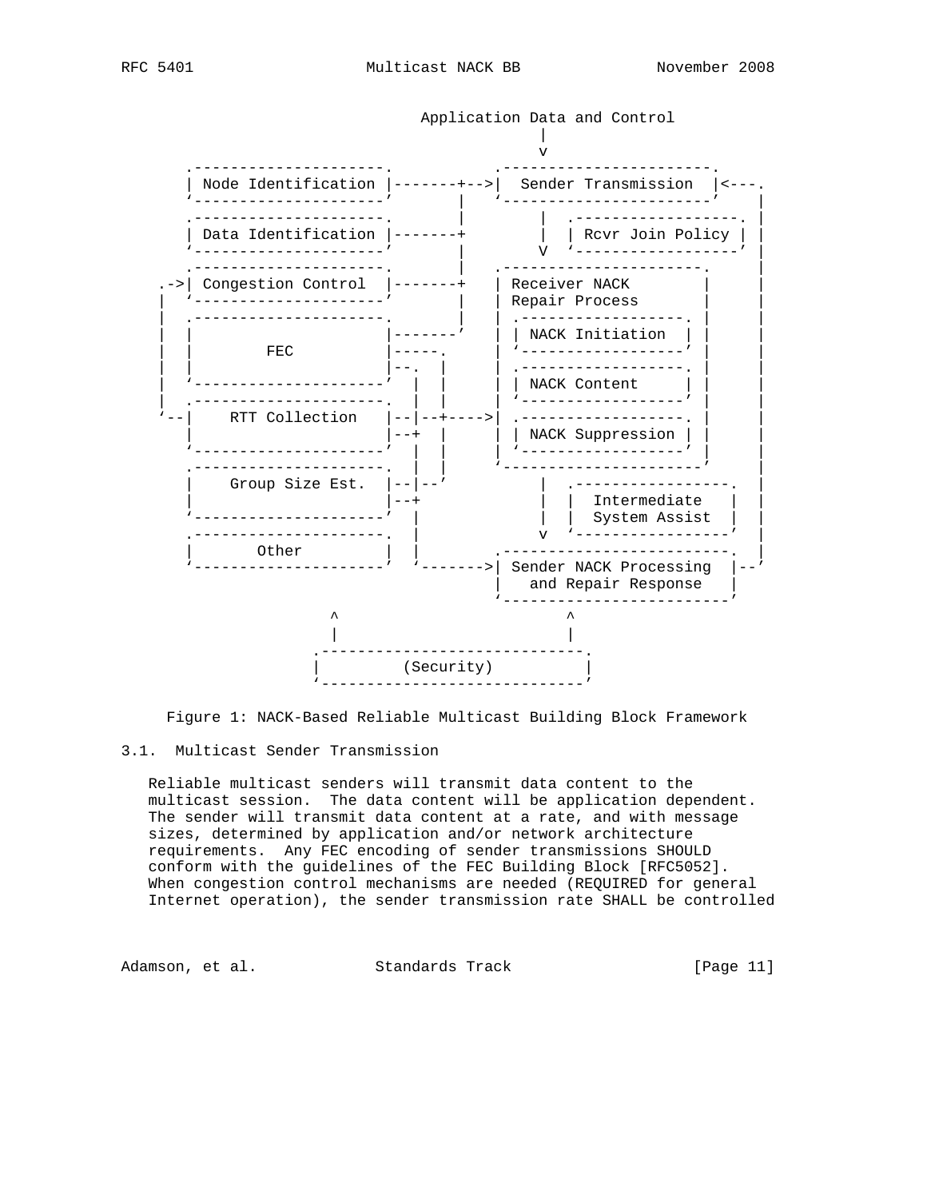```
                               Application Data and Control
                                            |
                                            v
       .---------------------.       .-----------------------.
       | Node Identification |-------+-->|  Sender Transmission  |<---.
       `---------------------'       |   `-----------------------'    |
       .---------------------.       |        |  .------------------. |
       | Data Identification |-------+        |  | Rcvr Join Policy | |
       `---------------------'       |        V  `------------------' |
       .---------------------.       |   .----------------------.     |
    .->| Congestion Control  |-------+   | Receiver NACK        |     |
    |  `---------------------'       |   | Repair Process       |     |
    |  .---------------------.       |   | .------------------. |     |
    |  |                     |-------'   | | NACK Initiation  | |     |
    |  |         FEC         |-----.     | `------------------' |     |
    |  |                     |--.  |     | .------------------. |     |
    |  `---------------------'  |  |     | | NACK Content     | |     |
    |  .---------------------.  |  |     | `------------------' |     |
    `--|    RTT Collection   |--|--+---->| .------------------. |     |
       |                     |--+  |     | | NACK Suppression | |     |
       `---------------------'  |  |     | `------------------' |     |
       .---------------------.  |  |     `----------------------'     |
       |    Group Size Est.  |--|--'          |  .-----------------.  |
       |                     |--+             |  |  Intermediate   |  |
       `---------------------'  |             |  |  System Assist  |  |
       .---------------------.  |             v  `-----------------'  |
       |       Other         |  |        .-------------------------.  |
       `---------------------'  `------->| Sender NACK Processing  |--'
                                         |   and Repair Response   |
                                         `-------------------------'
                        ^                       ^
                        |                       |
                    .-----------------------------.
                    |         (Security)          |
                    `-----------------------------'
```

Figure 1: NACK-Based Reliable Multicast Building Block Framework

### 3.1. Multicast Sender Transmission

Reliable multicast senders will transmit data content to the multicast session. The data content will be application dependent. The sender will transmit data content at a rate, and with message sizes, determined by application and/or network architecture requirements. Any FEC encoding of sender transmissions SHOULD conform with the guidelines of the FEC Building Block [RFC5052]. When congestion control mechanisms are needed (REQUIRED for general Internet operation), the sender transmission rate SHALL be controlled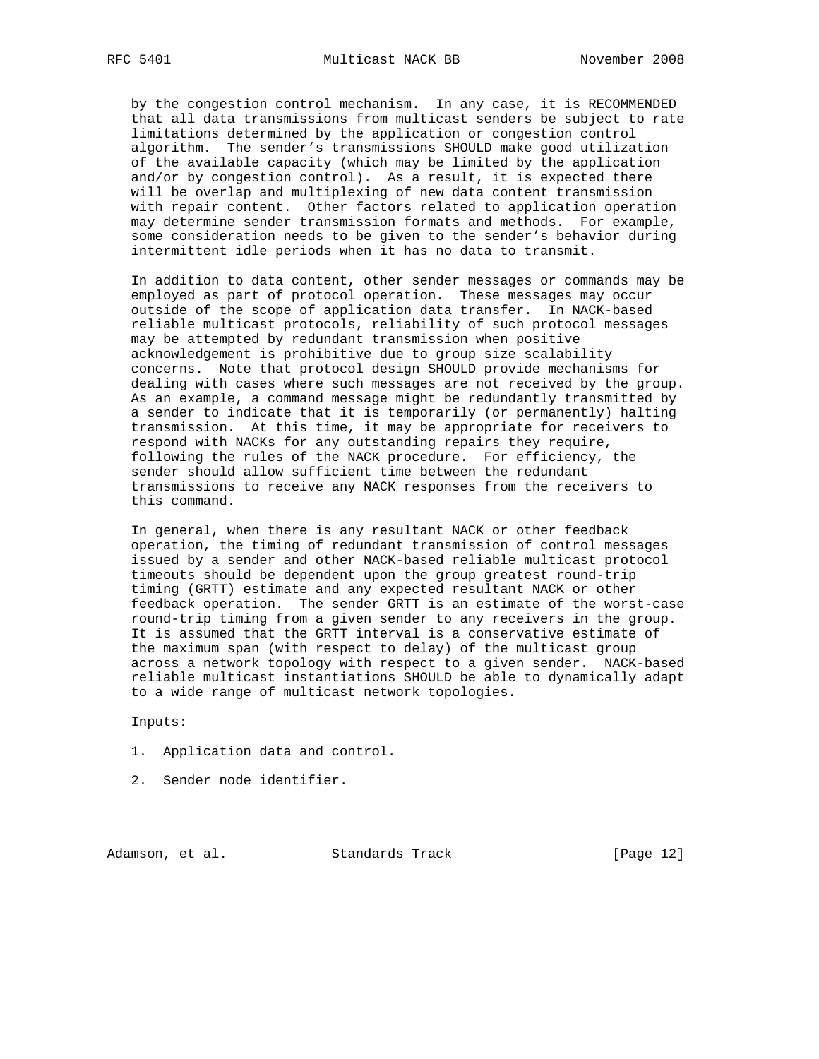by the congestion control mechanism. In any case, it is RECOMMENDED that all data transmissions from multicast senders be subject to rate limitations determined by the application or congestion control algorithm. The sender's transmissions SHOULD make good utilization of the available capacity (which may be limited by the application and/or by congestion control). As a result, it is expected there will be overlap and multiplexing of new data content transmission with repair content. Other factors related to application operation may determine sender transmission formats and methods. For example, some consideration needs to be given to the sender's behavior during intermittent idle periods when it has no data to transmit.

In addition to data content, other sender messages or commands may be employed as part of protocol operation. These messages may occur outside of the scope of application data transfer. In NACK-based reliable multicast protocols, reliability of such protocol messages may be attempted by redundant transmission when positive acknowledgement is prohibitive due to group size scalability concerns. Note that protocol design SHOULD provide mechanisms for dealing with cases where such messages are not received by the group. As an example, a command message might be redundantly transmitted by a sender to indicate that it is temporarily (or permanently) halting transmission. At this time, it may be appropriate for receivers to respond with NACKs for any outstanding repairs they require, following the rules of the NACK procedure. For efficiency, the sender should allow sufficient time between the redundant transmissions to receive any NACK responses from the receivers to this command.

In general, when there is any resultant NACK or other feedback operation, the timing of redundant transmission of control messages issued by a sender and other NACK-based reliable multicast protocol timeouts should be dependent upon the group greatest round-trip timing (GRTT) estimate and any expected resultant NACK or other feedback operation. The sender GRTT is an estimate of the worst-case round-trip timing from a given sender to any receivers in the group. It is assumed that the GRTT interval is a conservative estimate of the maximum span (with respect to delay) of the multicast group across a network topology with respect to a given sender. NACK-based reliable multicast instantiations SHOULD be able to dynamically adapt to a wide range of multicast network topologies.

Inputs:

1. Application data and control.

2. Sender node identifier.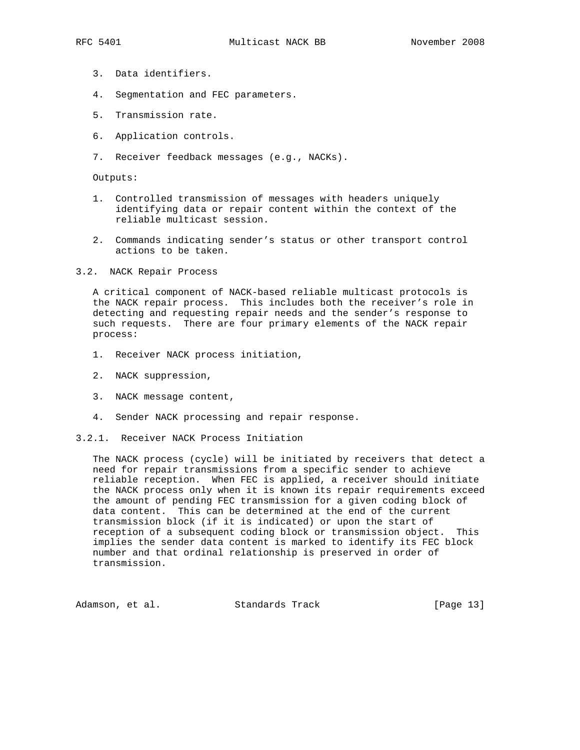3. Data identifiers.

4. Segmentation and FEC parameters.

5. Transmission rate.

6. Application controls.

7. Receiver feedback messages (e.g., NACKs).

Outputs:

1. Controlled transmission of messages with headers uniquely identifying data or repair content within the context of the reliable multicast session.

2. Commands indicating sender's status or other transport control actions to be taken.

### 3.2. NACK Repair Process

A critical component of NACK-based reliable multicast protocols is the NACK repair process. This includes both the receiver's role in detecting and requesting repair needs and the sender's response to such requests. There are four primary elements of the NACK repair process:

1. Receiver NACK process initiation,

2. NACK suppression,

3. NACK message content,

4. Sender NACK processing and repair response.

#### 3.2.1. Receiver NACK Process Initiation

The NACK process (cycle) will be initiated by receivers that detect a need for repair transmissions from a specific sender to achieve reliable reception. When FEC is applied, a receiver should initiate the NACK process only when it is known its repair requirements exceed the amount of pending FEC transmission for a given coding block of data content. This can be determined at the end of the current transmission block (if it is indicated) or upon the start of reception of a subsequent coding block or transmission object. This implies the sender data content is marked to identify its FEC block number and that ordinal relationship is preserved in order of transmission.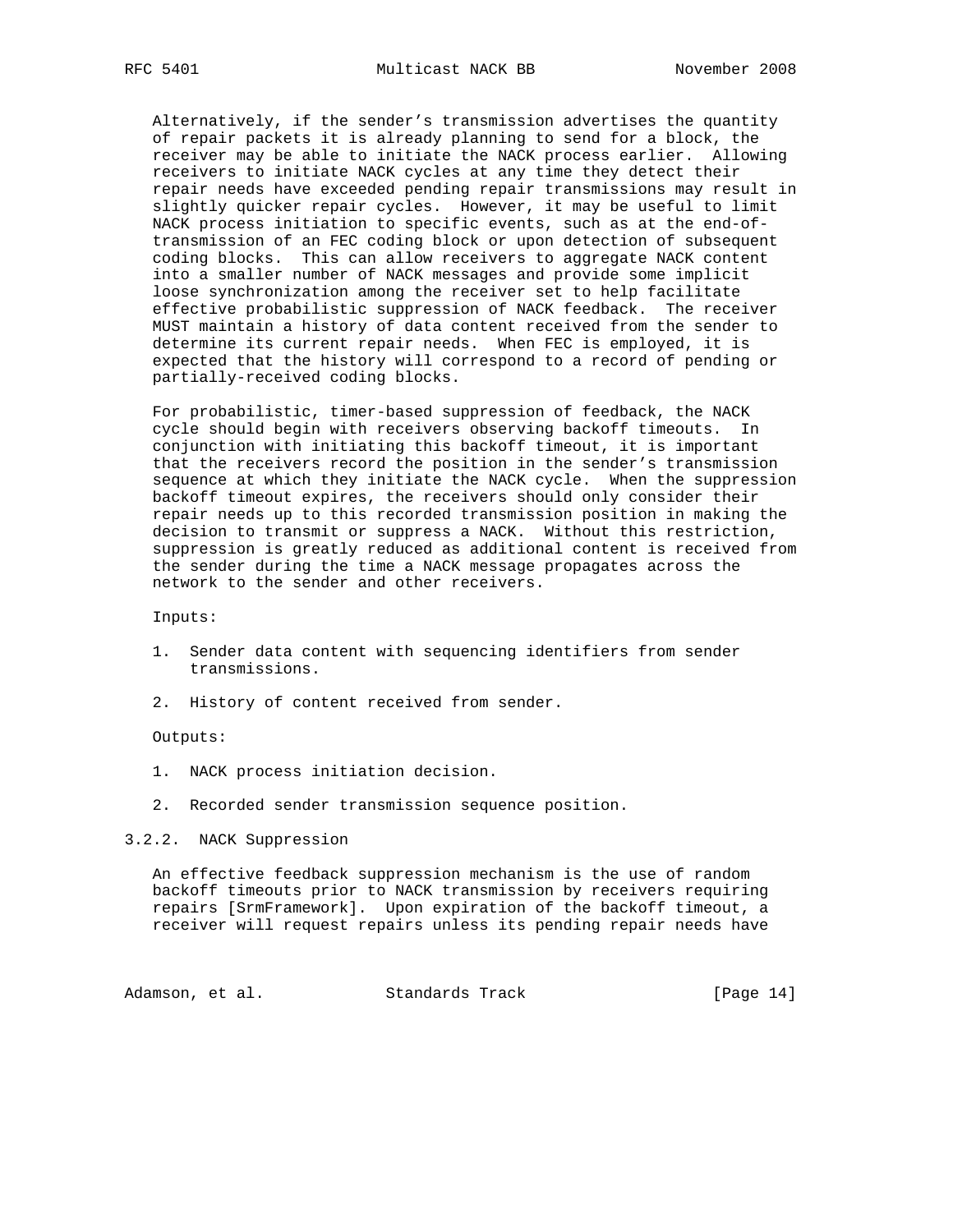Alternatively, if the sender's transmission advertises the quantity of repair packets it is already planning to send for a block, the receiver may be able to initiate the NACK process earlier. Allowing receivers to initiate NACK cycles at any time they detect their repair needs have exceeded pending repair transmissions may result in slightly quicker repair cycles. However, it may be useful to limit NACK process initiation to specific events, such as at the end-of-transmission of an FEC coding block or upon detection of subsequent coding blocks. This can allow receivers to aggregate NACK content into a smaller number of NACK messages and provide some implicit loose synchronization among the receiver set to help facilitate effective probabilistic suppression of NACK feedback. The receiver MUST maintain a history of data content received from the sender to determine its current repair needs. When FEC is employed, it is expected that the history will correspond to a record of pending or partially-received coding blocks.

For probabilistic, timer-based suppression of feedback, the NACK cycle should begin with receivers observing backoff timeouts. In conjunction with initiating this backoff timeout, it is important that the receivers record the position in the sender's transmission sequence at which they initiate the NACK cycle. When the suppression backoff timeout expires, the receivers should only consider their repair needs up to this recorded transmission position in making the decision to transmit or suppress a NACK. Without this restriction, suppression is greatly reduced as additional content is received from the sender during the time a NACK message propagates across the network to the sender and other receivers.

Inputs:

1. Sender data content with sequencing identifiers from sender transmissions.

2. History of content received from sender.

Outputs:

1. NACK process initiation decision.

2. Recorded sender transmission sequence position.

### 3.2.2. NACK Suppression

An effective feedback suppression mechanism is the use of random backoff timeouts prior to NACK transmission by receivers requiring repairs [SrmFramework]. Upon expiration of the backoff timeout, a receiver will request repairs unless its pending repair needs have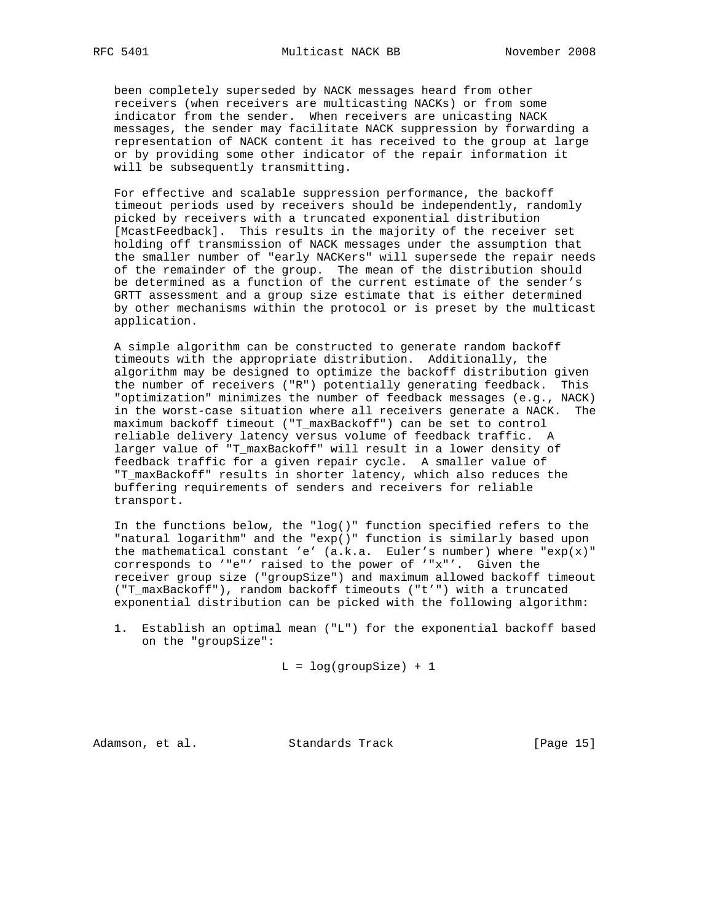been completely superseded by NACK messages heard from other receivers (when receivers are multicasting NACKs) or from some indicator from the sender. When receivers are unicasting NACK messages, the sender may facilitate NACK suppression by forwarding a representation of NACK content it has received to the group at large or by providing some other indicator of the repair information it will be subsequently transmitting.

For effective and scalable suppression performance, the backoff timeout periods used by receivers should be independently, randomly picked by receivers with a truncated exponential distribution [McastFeedback]. This results in the majority of the receiver set holding off transmission of NACK messages under the assumption that the smaller number of "early NACKers" will supersede the repair needs of the remainder of the group. The mean of the distribution should be determined as a function of the current estimate of the sender's GRTT assessment and a group size estimate that is either determined by other mechanisms within the protocol or is preset by the multicast application.

A simple algorithm can be constructed to generate random backoff timeouts with the appropriate distribution. Additionally, the algorithm may be designed to optimize the backoff distribution given the number of receivers ("R") potentially generating feedback. This "optimization" minimizes the number of feedback messages (e.g., NACK) in the worst-case situation where all receivers generate a NACK. The maximum backoff timeout ("T_maxBackoff") can be set to control reliable delivery latency versus volume of feedback traffic. A larger value of "T_maxBackoff" will result in a lower density of feedback traffic for a given repair cycle. A smaller value of "T_maxBackoff" results in shorter latency, which also reduces the buffering requirements of senders and receivers for reliable transport.

In the functions below, the "log()" function specified refers to the "natural logarithm" and the "exp()" function is similarly based upon the mathematical constant 'e' (a.k.a. Euler's number) where "exp(x)" corresponds to '"e"' raised to the power of '"x"'. Given the receiver group size ("groupSize") and maximum allowed backoff timeout ("T_maxBackoff"), random backoff timeouts ("t'") with a truncated exponential distribution can be picked with the following algorithm:

1. Establish an optimal mean ("L") for the exponential backoff based on the "groupSize":

$$L = \log(groupSize) + 1$$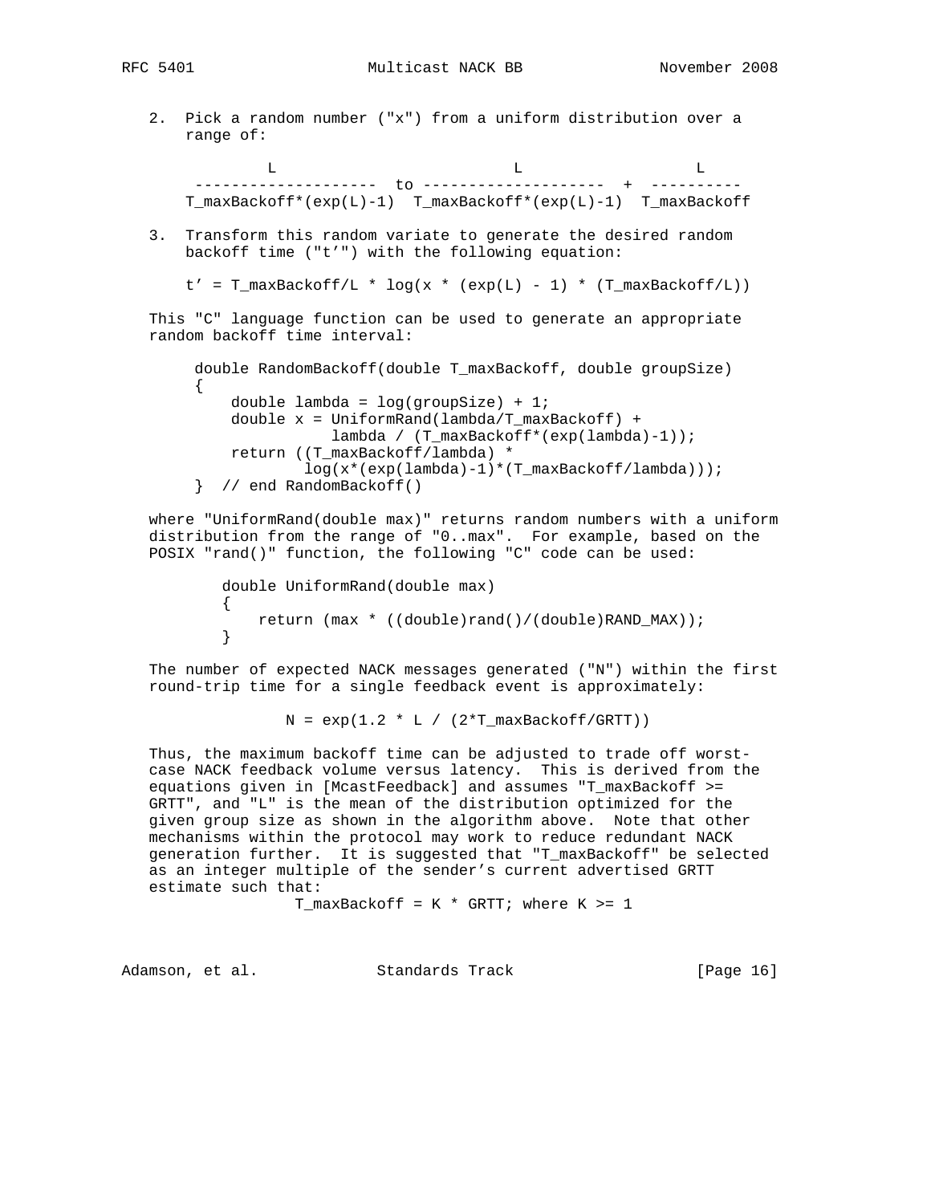2. Pick a random number ("x") from a uniform distribution over a range of:

$$\frac{L}{T\_maxBackoff*(\exp(L)-1)} \text{ to } \frac{L}{T\_maxBackoff*(\exp(L)-1)} + \frac{L}{T\_maxBackoff}$$

3. Transform this random variate to generate the desired random backoff time ("t'") with the following equation:

$$t' = T\_maxBackoff/L * \log(x * (\exp(L) - 1) * (T\_maxBackoff/L))$$

This "C" language function can be used to generate an appropriate random backoff time interval:

```
double RandomBackoff(double T_maxBackoff, double groupSize)
{
    double lambda = log(groupSize) + 1;
    double x = UniformRand(lambda/T_maxBackoff) +
               lambda / (T_maxBackoff*(exp(lambda)-1));
    return ((T_maxBackoff/lambda) *
            log(x*(exp(lambda)-1)*(T_maxBackoff/lambda)));
}  // end RandomBackoff()
```

where "UniformRand(double max)" returns random numbers with a uniform distribution from the range of "0..max". For example, based on the POSIX "rand()" function, the following "C" code can be used:

```
double UniformRand(double max)
{
    return (max * ((double)rand()/(double)RAND_MAX));
}
```

The number of expected NACK messages generated ("N") within the first round-trip time for a single feedback event is approximately:

$$N = \exp(1.2 * L / (2*T\_maxBackoff/GRTT))$$

Thus, the maximum backoff time can be adjusted to trade off worst-case NACK feedback volume versus latency. This is derived from the equations given in [McastFeedback] and assumes "T_maxBackoff >= GRTT", and "L" is the mean of the distribution optimized for the given group size as shown in the algorithm above. Note that other mechanisms within the protocol may work to reduce redundant NACK generation further. It is suggested that "T_maxBackoff" be selected as an integer multiple of the sender's current advertised GRTT estimate such that:

$$T\_maxBackoff = K * GRTT; \text{ where } K >= 1$$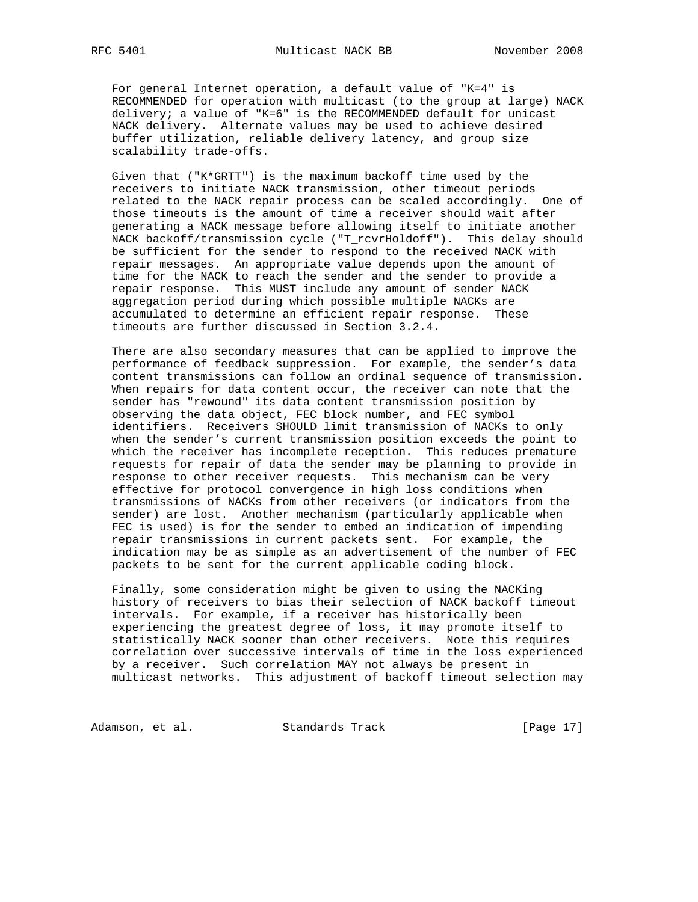For general Internet operation, a default value of "K=4" is RECOMMENDED for operation with multicast (to the group at large) NACK delivery; a value of "K=6" is the RECOMMENDED default for unicast NACK delivery. Alternate values may be used to achieve desired buffer utilization, reliable delivery latency, and group size scalability trade-offs.

Given that ("K*GRTT") is the maximum backoff time used by the receivers to initiate NACK transmission, other timeout periods related to the NACK repair process can be scaled accordingly. One of those timeouts is the amount of time a receiver should wait after generating a NACK message before allowing itself to initiate another NACK backoff/transmission cycle ("T_rcvrHoldoff"). This delay should be sufficient for the sender to respond to the received NACK with repair messages. An appropriate value depends upon the amount of time for the NACK to reach the sender and the sender to provide a repair response. This MUST include any amount of sender NACK aggregation period during which possible multiple NACKs are accumulated to determine an efficient repair response. These timeouts are further discussed in Section 3.2.4.

There are also secondary measures that can be applied to improve the performance of feedback suppression. For example, the sender's data content transmissions can follow an ordinal sequence of transmission. When repairs for data content occur, the receiver can note that the sender has "rewound" its data content transmission position by observing the data object, FEC block number, and FEC symbol identifiers. Receivers SHOULD limit transmission of NACKs to only when the sender's current transmission position exceeds the point to which the receiver has incomplete reception. This reduces premature requests for repair of data the sender may be planning to provide in response to other receiver requests. This mechanism can be very effective for protocol convergence in high loss conditions when transmissions of NACKs from other receivers (or indicators from the sender) are lost. Another mechanism (particularly applicable when FEC is used) is for the sender to embed an indication of impending repair transmissions in current packets sent. For example, the indication may be as simple as an advertisement of the number of FEC packets to be sent for the current applicable coding block.

Finally, some consideration might be given to using the NACKing history of receivers to bias their selection of NACK backoff timeout intervals. For example, if a receiver has historically been experiencing the greatest degree of loss, it may promote itself to statistically NACK sooner than other receivers. Note this requires correlation over successive intervals of time in the loss experienced by a receiver. Such correlation MAY not always be present in multicast networks. This adjustment of backoff timeout selection may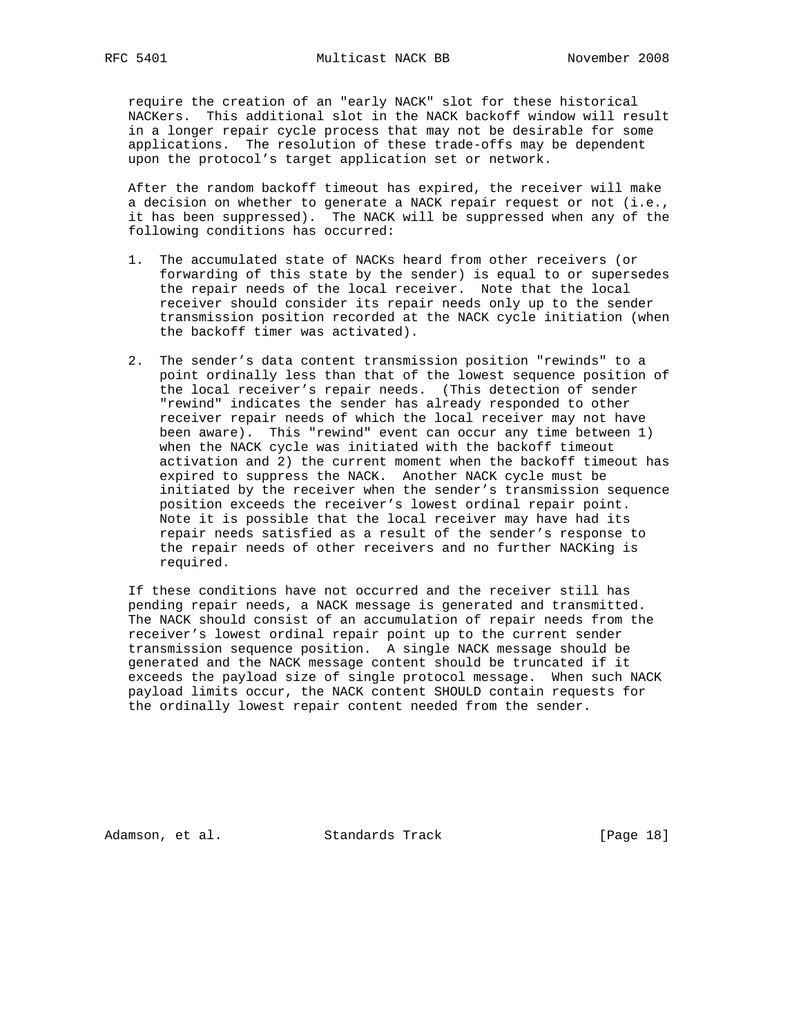require the creation of an "early NACK" slot for these historical NACKers. This additional slot in the NACK backoff window will result in a longer repair cycle process that may not be desirable for some applications. The resolution of these trade-offs may be dependent upon the protocol's target application set or network.

After the random backoff timeout has expired, the receiver will make a decision on whether to generate a NACK repair request or not (i.e., it has been suppressed). The NACK will be suppressed when any of the following conditions has occurred:

1. The accumulated state of NACKs heard from other receivers (or forwarding of this state by the sender) is equal to or supersedes the repair needs of the local receiver. Note that the local receiver should consider its repair needs only up to the sender transmission position recorded at the NACK cycle initiation (when the backoff timer was activated).

2. The sender's data content transmission position "rewinds" to a point ordinally less than that of the lowest sequence position of the local receiver's repair needs. (This detection of sender "rewind" indicates the sender has already responded to other receiver repair needs of which the local receiver may not have been aware). This "rewind" event can occur any time between 1) when the NACK cycle was initiated with the backoff timeout activation and 2) the current moment when the backoff timeout has expired to suppress the NACK. Another NACK cycle must be initiated by the receiver when the sender's transmission sequence position exceeds the receiver's lowest ordinal repair point. Note it is possible that the local receiver may have had its repair needs satisfied as a result of the sender's response to the repair needs of other receivers and no further NACKing is required.

If these conditions have not occurred and the receiver still has pending repair needs, a NACK message is generated and transmitted. The NACK should consist of an accumulation of repair needs from the receiver's lowest ordinal repair point up to the current sender transmission sequence position. A single NACK message should be generated and the NACK message content should be truncated if it exceeds the payload size of single protocol message. When such NACK payload limits occur, the NACK content SHOULD contain requests for the ordinally lowest repair content needed from the sender.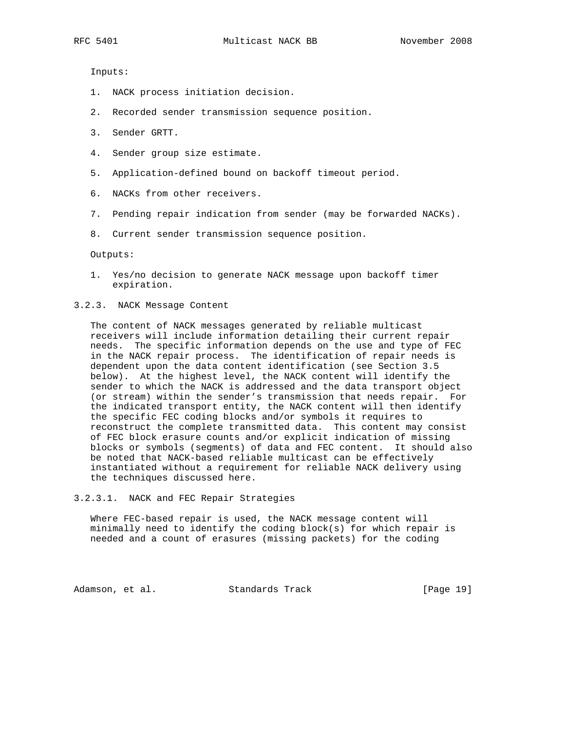Inputs:

1. NACK process initiation decision.
2. Recorded sender transmission sequence position.
3. Sender GRTT.
4. Sender group size estimate.
5. Application-defined bound on backoff timeout period.
6. NACKs from other receivers.
7. Pending repair indication from sender (may be forwarded NACKs).
8. Current sender transmission sequence position.

Outputs:

1. Yes/no decision to generate NACK message upon backoff timer expiration.

### 3.2.3. NACK Message Content

The content of NACK messages generated by reliable multicast receivers will include information detailing their current repair needs. The specific information depends on the use and type of FEC in the NACK repair process. The identification of repair needs is dependent upon the data content identification (see Section 3.5 below). At the highest level, the NACK content will identify the sender to which the NACK is addressed and the data transport object (or stream) within the sender's transmission that needs repair. For the indicated transport entity, the NACK content will then identify the specific FEC coding blocks and/or symbols it requires to reconstruct the complete transmitted data. This content may consist of FEC block erasure counts and/or explicit indication of missing blocks or symbols (segments) of data and FEC content. It should also be noted that NACK-based reliable multicast can be effectively instantiated without a requirement for reliable NACK delivery using the techniques discussed here.

#### 3.2.3.1. NACK and FEC Repair Strategies

Where FEC-based repair is used, the NACK message content will minimally need to identify the coding block(s) for which repair is needed and a count of erasures (missing packets) for the coding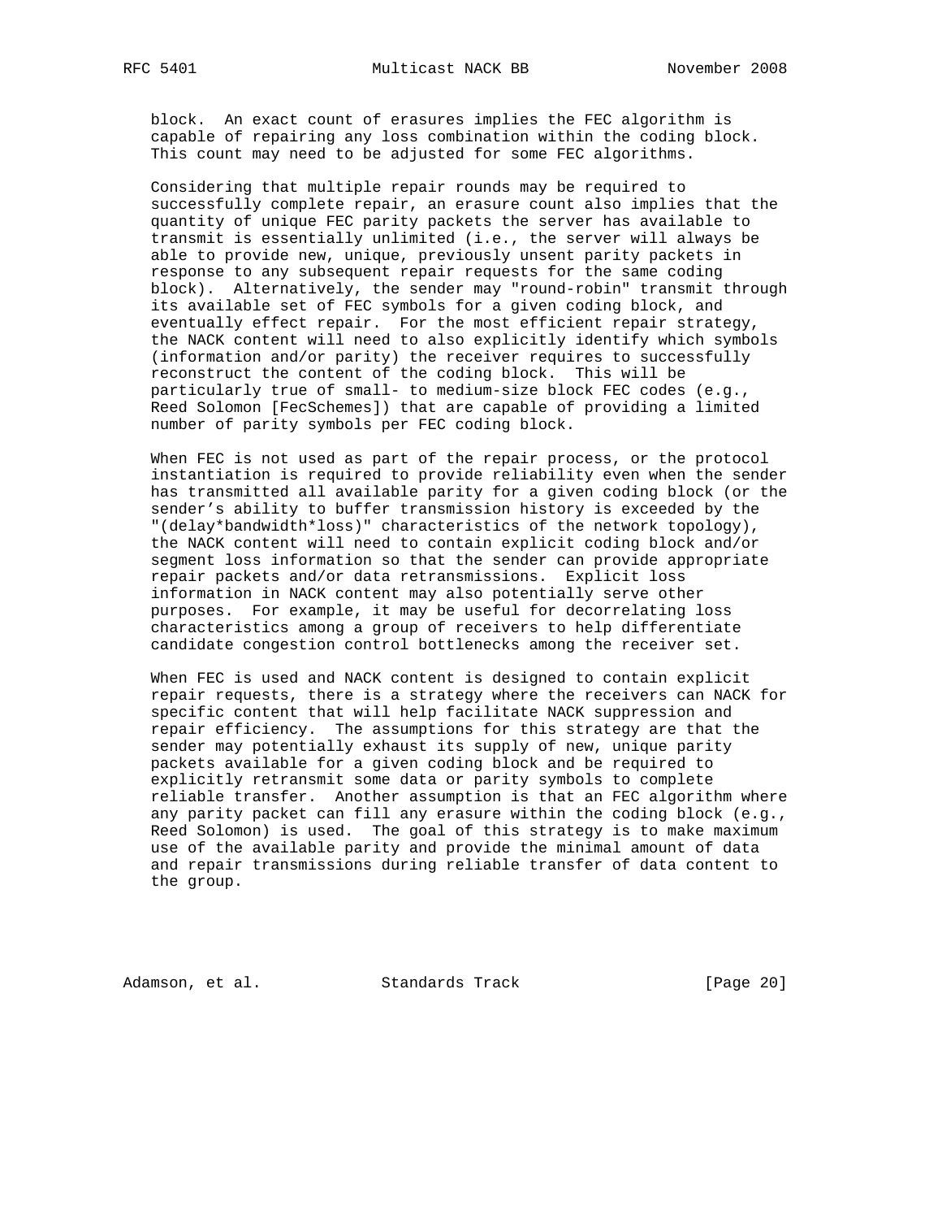block. An exact count of erasures implies the FEC algorithm is capable of repairing any loss combination within the coding block. This count may need to be adjusted for some FEC algorithms.

Considering that multiple repair rounds may be required to successfully complete repair, an erasure count also implies that the quantity of unique FEC parity packets the server has available to transmit is essentially unlimited (i.e., the server will always be able to provide new, unique, previously unsent parity packets in response to any subsequent repair requests for the same coding block). Alternatively, the sender may "round-robin" transmit through its available set of FEC symbols for a given coding block, and eventually effect repair. For the most efficient repair strategy, the NACK content will need to also explicitly identify which symbols (information and/or parity) the receiver requires to successfully reconstruct the content of the coding block. This will be particularly true of small- to medium-size block FEC codes (e.g., Reed Solomon [FecSchemes]) that are capable of providing a limited number of parity symbols per FEC coding block.

When FEC is not used as part of the repair process, or the protocol instantiation is required to provide reliability even when the sender has transmitted all available parity for a given coding block (or the sender's ability to buffer transmission history is exceeded by the "(delay*bandwidth*loss)" characteristics of the network topology), the NACK content will need to contain explicit coding block and/or segment loss information so that the sender can provide appropriate repair packets and/or data retransmissions. Explicit loss information in NACK content may also potentially serve other purposes. For example, it may be useful for decorrelating loss characteristics among a group of receivers to help differentiate candidate congestion control bottlenecks among the receiver set.

When FEC is used and NACK content is designed to contain explicit repair requests, there is a strategy where the receivers can NACK for specific content that will help facilitate NACK suppression and repair efficiency. The assumptions for this strategy are that the sender may potentially exhaust its supply of new, unique parity packets available for a given coding block and be required to explicitly retransmit some data or parity symbols to complete reliable transfer. Another assumption is that an FEC algorithm where any parity packet can fill any erasure within the coding block (e.g., Reed Solomon) is used. The goal of this strategy is to make maximum use of the available parity and provide the minimal amount of data and repair transmissions during reliable transfer of data content to the group.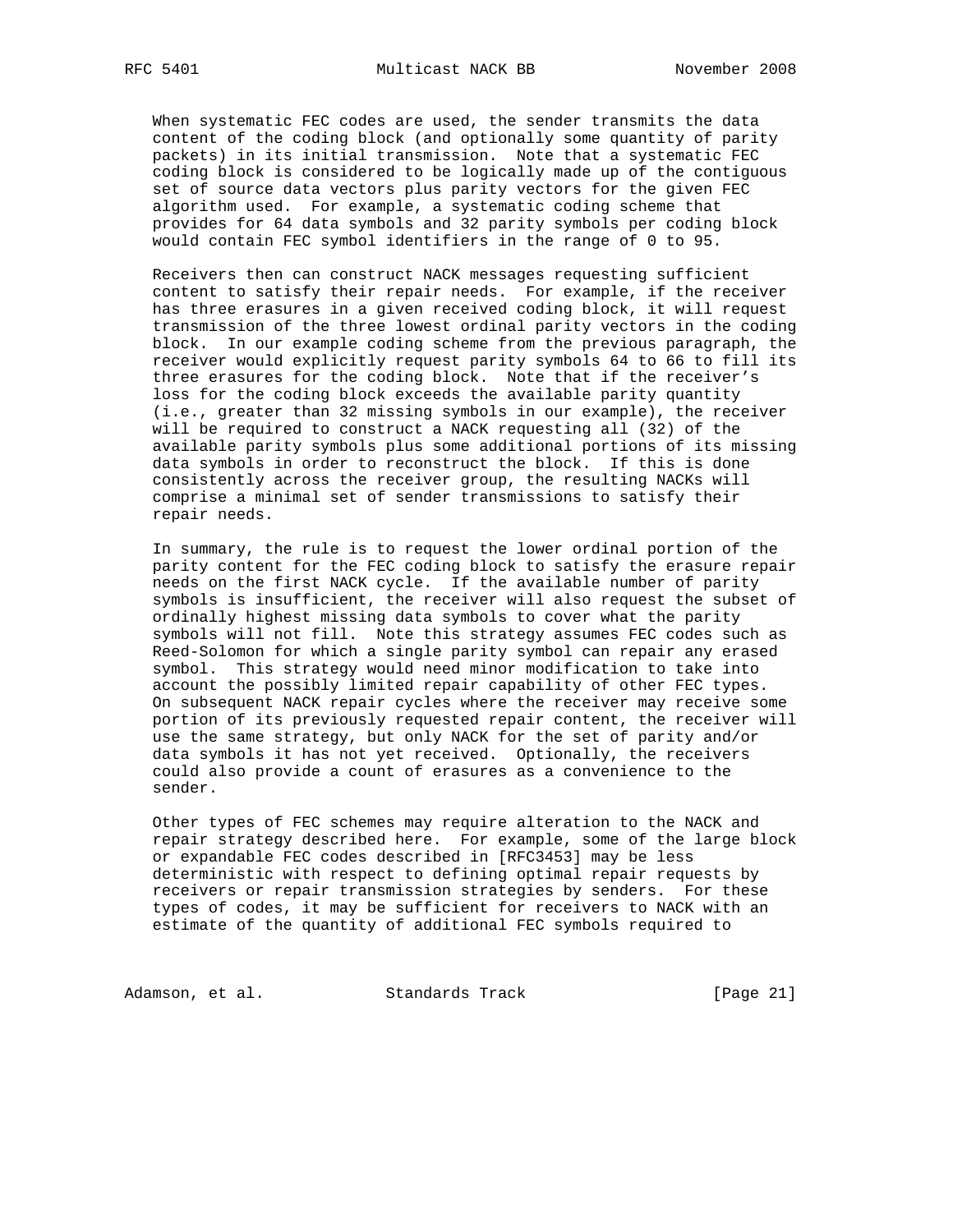When systematic FEC codes are used, the sender transmits the data content of the coding block (and optionally some quantity of parity packets) in its initial transmission. Note that a systematic FEC coding block is considered to be logically made up of the contiguous set of source data vectors plus parity vectors for the given FEC algorithm used. For example, a systematic coding scheme that provides for 64 data symbols and 32 parity symbols per coding block would contain FEC symbol identifiers in the range of 0 to 95.

Receivers then can construct NACK messages requesting sufficient content to satisfy their repair needs. For example, if the receiver has three erasures in a given received coding block, it will request transmission of the three lowest ordinal parity vectors in the coding block. In our example coding scheme from the previous paragraph, the receiver would explicitly request parity symbols 64 to 66 to fill its three erasures for the coding block. Note that if the receiver's loss for the coding block exceeds the available parity quantity (i.e., greater than 32 missing symbols in our example), the receiver will be required to construct a NACK requesting all (32) of the available parity symbols plus some additional portions of its missing data symbols in order to reconstruct the block. If this is done consistently across the receiver group, the resulting NACKs will comprise a minimal set of sender transmissions to satisfy their repair needs.

In summary, the rule is to request the lower ordinal portion of the parity content for the FEC coding block to satisfy the erasure repair needs on the first NACK cycle. If the available number of parity symbols is insufficient, the receiver will also request the subset of ordinally highest missing data symbols to cover what the parity symbols will not fill. Note this strategy assumes FEC codes such as Reed-Solomon for which a single parity symbol can repair any erased symbol. This strategy would need minor modification to take into account the possibly limited repair capability of other FEC types. On subsequent NACK repair cycles where the receiver may receive some portion of its previously requested repair content, the receiver will use the same strategy, but only NACK for the set of parity and/or data symbols it has not yet received. Optionally, the receivers could also provide a count of erasures as a convenience to the sender.

Other types of FEC schemes may require alteration to the NACK and repair strategy described here. For example, some of the large block or expandable FEC codes described in [RFC3453] may be less deterministic with respect to defining optimal repair requests by receivers or repair transmission strategies by senders. For these types of codes, it may be sufficient for receivers to NACK with an estimate of the quantity of additional FEC symbols required to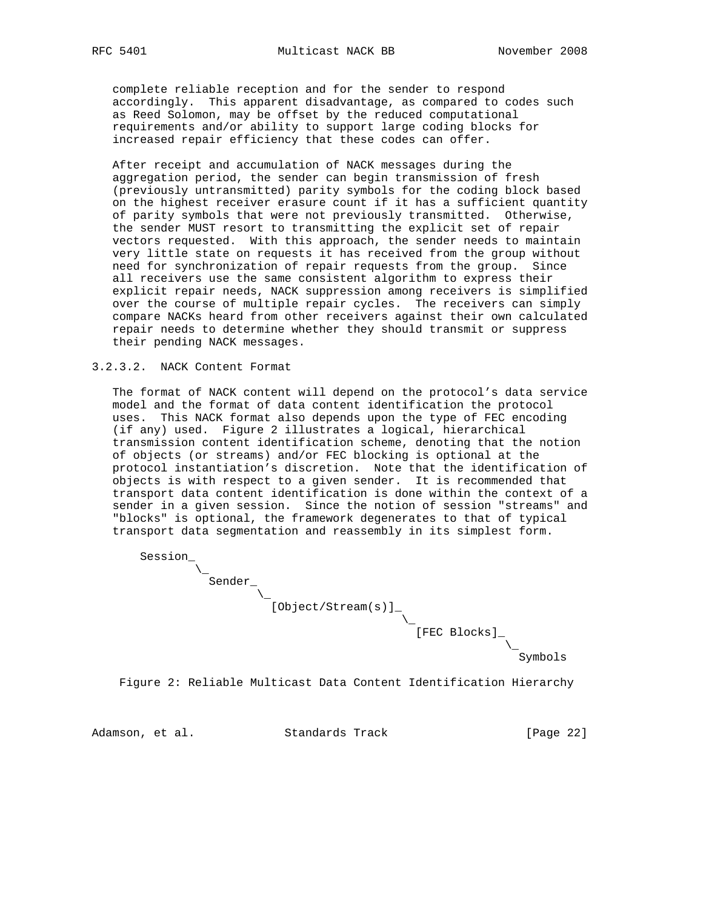complete reliable reception and for the sender to respond accordingly. This apparent disadvantage, as compared to codes such as Reed Solomon, may be offset by the reduced computational requirements and/or ability to support large coding blocks for increased repair efficiency that these codes can offer.

After receipt and accumulation of NACK messages during the aggregation period, the sender can begin transmission of fresh (previously untransmitted) parity symbols for the coding block based on the highest receiver erasure count if it has a sufficient quantity of parity symbols that were not previously transmitted. Otherwise, the sender MUST resort to transmitting the explicit set of repair vectors requested. With this approach, the sender needs to maintain very little state on requests it has received from the group without need for synchronization of repair requests from the group. Since all receivers use the same consistent algorithm to express their explicit repair needs, NACK suppression among receivers is simplified over the course of multiple repair cycles. The receivers can simply compare NACKs heard from other receivers against their own calculated repair needs to determine whether they should transmit or suppress their pending NACK messages.

#### 3.2.3.2. NACK Content Format

The format of NACK content will depend on the protocol's data service model and the format of data content identification the protocol uses. This NACK format also depends upon the type of FEC encoding (if any) used. Figure 2 illustrates a logical, hierarchical transmission content identification scheme, denoting that the notion of objects (or streams) and/or FEC blocking is optional at the protocol instantiation's discretion. Note that the identification of objects is with respect to a given sender. It is recommended that transport data content identification is done within the context of a sender in a given session. Since the notion of session "streams" and "blocks" is optional, the framework degenerates to that of typical transport data segmentation and reassembly in its simplest form.

```
 Session_
         \_
           Sender_
                  \_
                    [Object/Stream(s)]_
                                       \_
                                         [FEC Blocks]_
                                                      \_
                                                        Symbols
```

Figure 2: Reliable Multicast Data Content Identification Hierarchy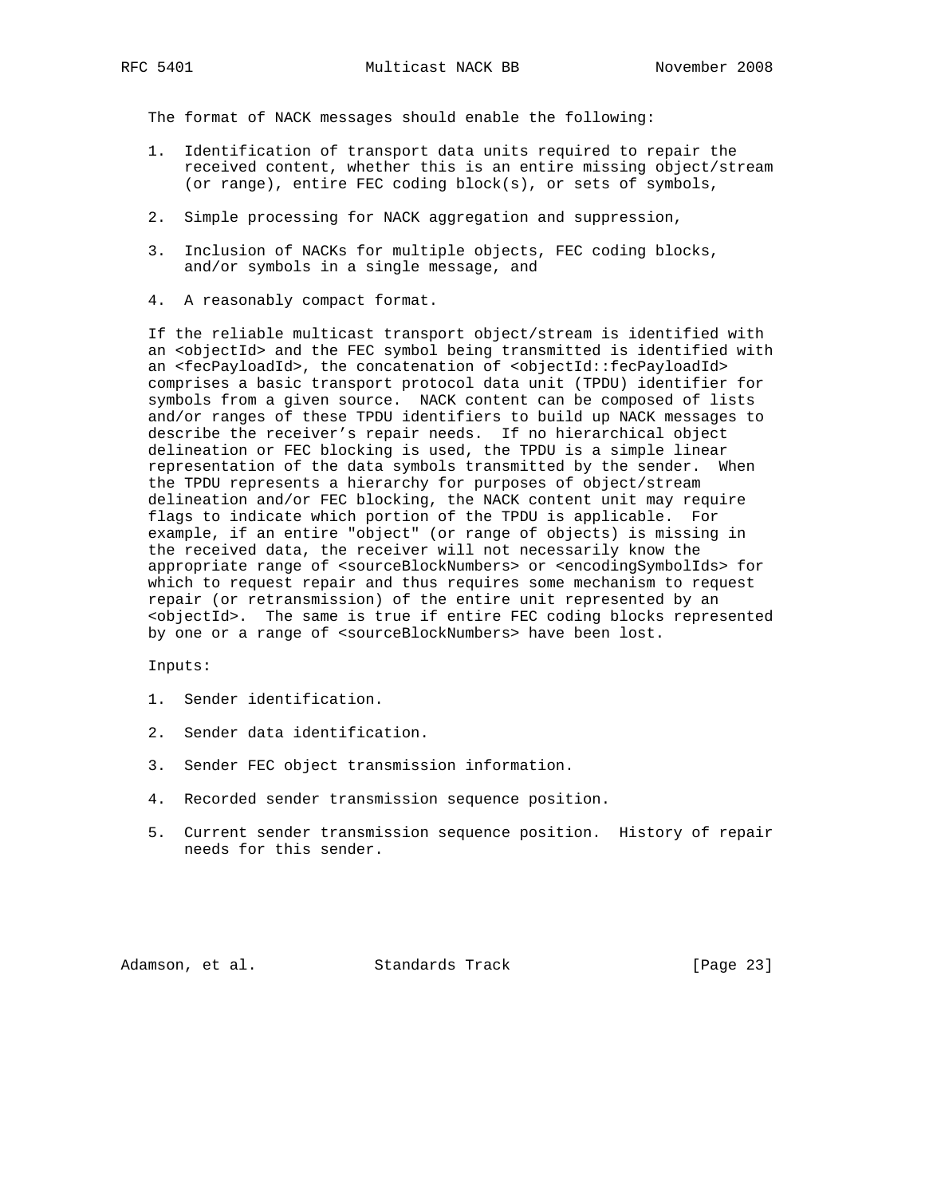The format of NACK messages should enable the following:

1. Identification of transport data units required to repair the received content, whether this is an entire missing object/stream (or range), entire FEC coding block(s), or sets of symbols,

2. Simple processing for NACK aggregation and suppression,

3. Inclusion of NACKs for multiple objects, FEC coding blocks, and/or symbols in a single message, and

4. A reasonably compact format.

If the reliable multicast transport object/stream is identified with an <objectId> and the FEC symbol being transmitted is identified with an <fecPayloadId>, the concatenation of <objectId::fecPayloadId> comprises a basic transport protocol data unit (TPDU) identifier for symbols from a given source. NACK content can be composed of lists and/or ranges of these TPDU identifiers to build up NACK messages to describe the receiver's repair needs. If no hierarchical object delineation or FEC blocking is used, the TPDU is a simple linear representation of the data symbols transmitted by the sender. When the TPDU represents a hierarchy for purposes of object/stream delineation and/or FEC blocking, the NACK content unit may require flags to indicate which portion of the TPDU is applicable. For example, if an entire "object" (or range of objects) is missing in the received data, the receiver will not necessarily know the appropriate range of <sourceBlockNumbers> or <encodingSymbolIds> for which to request repair and thus requires some mechanism to request repair (or retransmission) of the entire unit represented by an <objectId>. The same is true if entire FEC coding blocks represented by one or a range of <sourceBlockNumbers> have been lost.

Inputs:

1. Sender identification.

2. Sender data identification.

3. Sender FEC object transmission information.

4. Recorded sender transmission sequence position.

5. Current sender transmission sequence position. History of repair needs for this sender.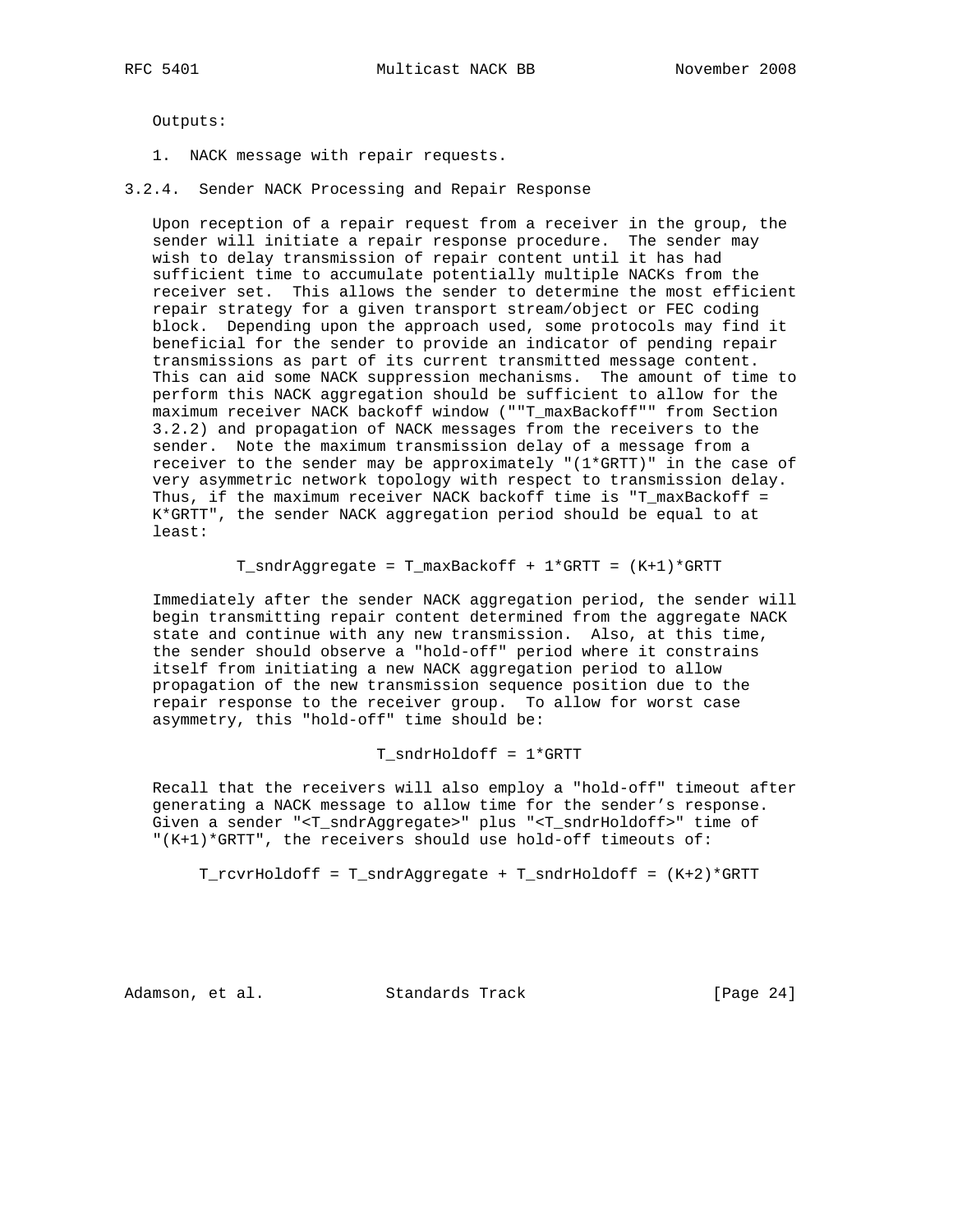Outputs:

1. NACK message with repair requests.

### 3.2.4. Sender NACK Processing and Repair Response

Upon reception of a repair request from a receiver in the group, the sender will initiate a repair response procedure. The sender may wish to delay transmission of repair content until it has had sufficient time to accumulate potentially multiple NACKs from the receiver set. This allows the sender to determine the most efficient repair strategy for a given transport stream/object or FEC coding block. Depending upon the approach used, some protocols may find it beneficial for the sender to provide an indicator of pending repair transmissions as part of its current transmitted message content. This can aid some NACK suppression mechanisms. The amount of time to perform this NACK aggregation should be sufficient to allow for the maximum receiver NACK backoff window (""T_maxBackoff"" from Section 3.2.2) and propagation of NACK messages from the receivers to the sender. Note the maximum transmission delay of a message from a receiver to the sender may be approximately "(1*GRTT)" in the case of very asymmetric network topology with respect to transmission delay. Thus, if the maximum receiver NACK backoff time is "T_maxBackoff = K*GRTT", the sender NACK aggregation period should be equal to at least:

$$T\_sndrAggregate = T\_maxBackoff + 1*GRTT = (K+1)*GRTT$$

Immediately after the sender NACK aggregation period, the sender will begin transmitting repair content determined from the aggregate NACK state and continue with any new transmission. Also, at this time, the sender should observe a "hold-off" period where it constrains itself from initiating a new NACK aggregation period to allow propagation of the new transmission sequence position due to the repair response to the receiver group. To allow for worst case asymmetry, this "hold-off" time should be:

$$T\_sndrHoldoff = 1*GRTT$$

Recall that the receivers will also employ a "hold-off" timeout after generating a NACK message to allow time for the sender's response. Given a sender "<T_sndrAggregate>" plus "<T_sndrHoldoff>" time of "(K+1)*GRTT", the receivers should use hold-off timeouts of:

$$T\_rcvrHoldoff = T\_sndrAggregate + T\_sndrHoldoff = (K+2)*GRTT$$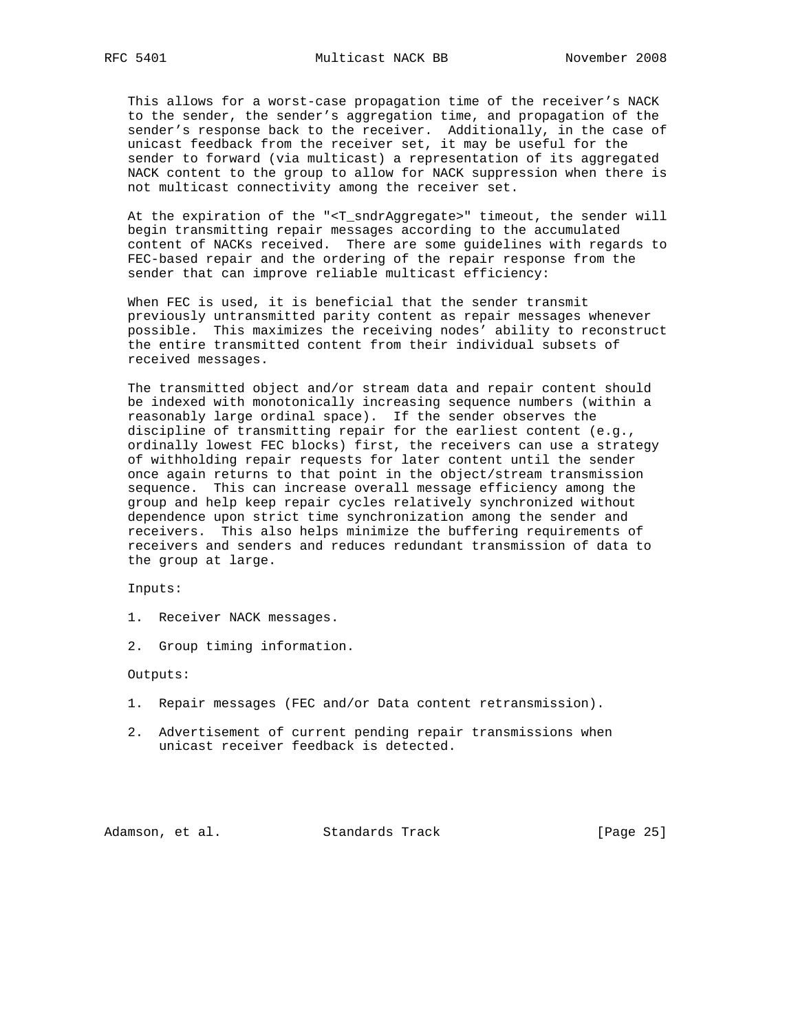This allows for a worst-case propagation time of the receiver's NACK to the sender, the sender's aggregation time, and propagation of the sender's response back to the receiver. Additionally, in the case of unicast feedback from the receiver set, it may be useful for the sender to forward (via multicast) a representation of its aggregated NACK content to the group to allow for NACK suppression when there is not multicast connectivity among the receiver set.

At the expiration of the "<T_sndrAggregate>" timeout, the sender will begin transmitting repair messages according to the accumulated content of NACKs received. There are some guidelines with regards to FEC-based repair and the ordering of the repair response from the sender that can improve reliable multicast efficiency:

When FEC is used, it is beneficial that the sender transmit previously untransmitted parity content as repair messages whenever possible. This maximizes the receiving nodes' ability to reconstruct the entire transmitted content from their individual subsets of received messages.

The transmitted object and/or stream data and repair content should be indexed with monotonically increasing sequence numbers (within a reasonably large ordinal space). If the sender observes the discipline of transmitting repair for the earliest content (e.g., ordinally lowest FEC blocks) first, the receivers can use a strategy of withholding repair requests for later content until the sender once again returns to that point in the object/stream transmission sequence. This can increase overall message efficiency among the group and help keep repair cycles relatively synchronized without dependence upon strict time synchronization among the sender and receivers. This also helps minimize the buffering requirements of receivers and senders and reduces redundant transmission of data to the group at large.

Inputs:

1. Receiver NACK messages.

2. Group timing information.

Outputs:

1. Repair messages (FEC and/or Data content retransmission).

2. Advertisement of current pending repair transmissions when unicast receiver feedback is detected.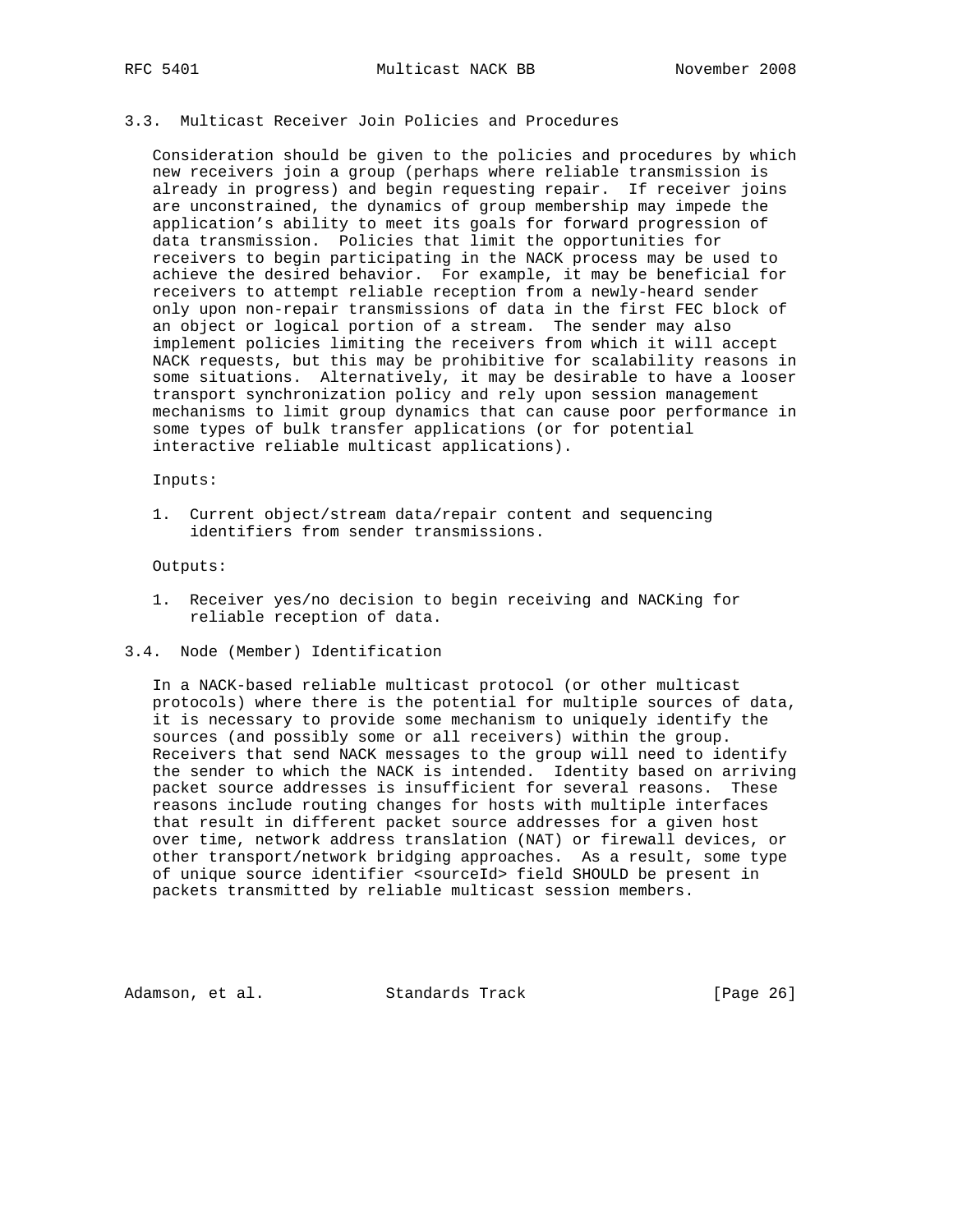### 3.3. Multicast Receiver Join Policies and Procedures

Consideration should be given to the policies and procedures by which new receivers join a group (perhaps where reliable transmission is already in progress) and begin requesting repair. If receiver joins are unconstrained, the dynamics of group membership may impede the application's ability to meet its goals for forward progression of data transmission. Policies that limit the opportunities for receivers to begin participating in the NACK process may be used to achieve the desired behavior. For example, it may be beneficial for receivers to attempt reliable reception from a newly-heard sender only upon non-repair transmissions of data in the first FEC block of an object or logical portion of a stream. The sender may also implement policies limiting the receivers from which it will accept NACK requests, but this may be prohibitive for scalability reasons in some situations. Alternatively, it may be desirable to have a looser transport synchronization policy and rely upon session management mechanisms to limit group dynamics that can cause poor performance in some types of bulk transfer applications (or for potential interactive reliable multicast applications).

Inputs:

1. Current object/stream data/repair content and sequencing identifiers from sender transmissions.

Outputs:

1. Receiver yes/no decision to begin receiving and NACKing for reliable reception of data.

### 3.4. Node (Member) Identification

In a NACK-based reliable multicast protocol (or other multicast protocols) where there is the potential for multiple sources of data, it is necessary to provide some mechanism to uniquely identify the sources (and possibly some or all receivers) within the group. Receivers that send NACK messages to the group will need to identify the sender to which the NACK is intended. Identity based on arriving packet source addresses is insufficient for several reasons. These reasons include routing changes for hosts with multiple interfaces that result in different packet source addresses for a given host over time, network address translation (NAT) or firewall devices, or other transport/network bridging approaches. As a result, some type of unique source identifier <sourceId> field SHOULD be present in packets transmitted by reliable multicast session members.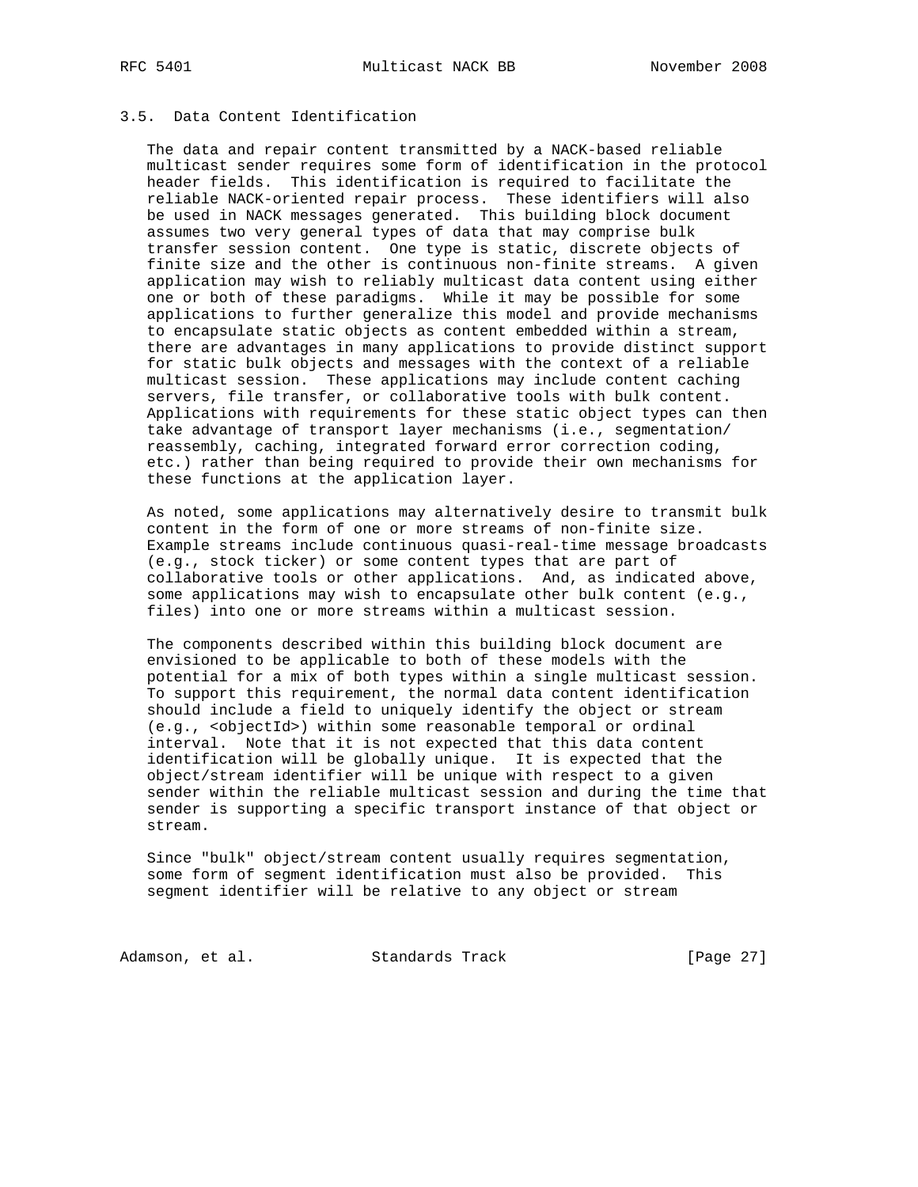### 3.5. Data Content Identification

The data and repair content transmitted by a NACK-based reliable multicast sender requires some form of identification in the protocol header fields. This identification is required to facilitate the reliable NACK-oriented repair process. These identifiers will also be used in NACK messages generated. This building block document assumes two very general types of data that may comprise bulk transfer session content. One type is static, discrete objects of finite size and the other is continuous non-finite streams. A given application may wish to reliably multicast data content using either one or both of these paradigms. While it may be possible for some applications to further generalize this model and provide mechanisms to encapsulate static objects as content embedded within a stream, there are advantages in many applications to provide distinct support for static bulk objects and messages with the context of a reliable multicast session. These applications may include content caching servers, file transfer, or collaborative tools with bulk content. Applications with requirements for these static object types can then take advantage of transport layer mechanisms (i.e., segmentation/reassembly, caching, integrated forward error correction coding, etc.) rather than being required to provide their own mechanisms for these functions at the application layer.

As noted, some applications may alternatively desire to transmit bulk content in the form of one or more streams of non-finite size. Example streams include continuous quasi-real-time message broadcasts (e.g., stock ticker) or some content types that are part of collaborative tools or other applications. And, as indicated above, some applications may wish to encapsulate other bulk content (e.g., files) into one or more streams within a multicast session.

The components described within this building block document are envisioned to be applicable to both of these models with the potential for a mix of both types within a single multicast session. To support this requirement, the normal data content identification should include a field to uniquely identify the object or stream (e.g., <objectId>) within some reasonable temporal or ordinal interval. Note that it is not expected that this data content identification will be globally unique. It is expected that the object/stream identifier will be unique with respect to a given sender within the reliable multicast session and during the time that sender is supporting a specific transport instance of that object or stream.

Since "bulk" object/stream content usually requires segmentation, some form of segment identification must also be provided. This segment identifier will be relative to any object or stream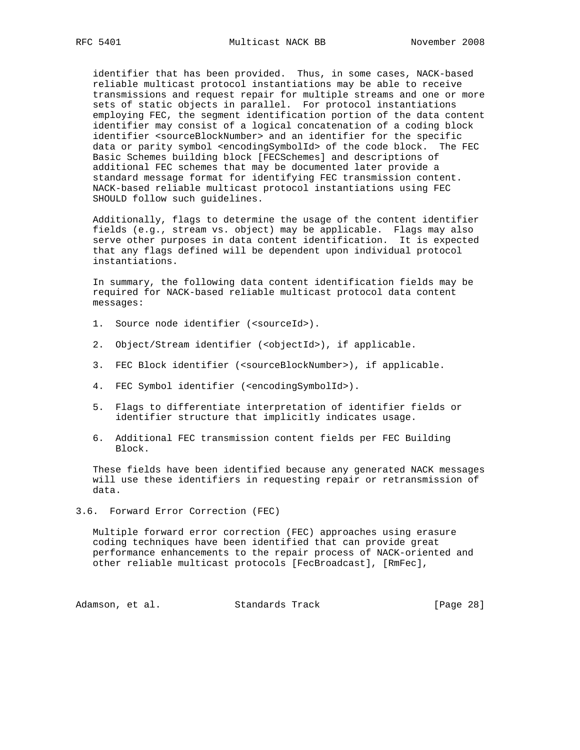identifier that has been provided. Thus, in some cases, NACK-based reliable multicast protocol instantiations may be able to receive transmissions and request repair for multiple streams and one or more sets of static objects in parallel. For protocol instantiations employing FEC, the segment identification portion of the data content identifier may consist of a logical concatenation of a coding block identifier <sourceBlockNumber> and an identifier for the specific data or parity symbol <encodingSymbolId> of the code block. The FEC Basic Schemes building block [FECSchemes] and descriptions of additional FEC schemes that may be documented later provide a standard message format for identifying FEC transmission content. NACK-based reliable multicast protocol instantiations using FEC SHOULD follow such guidelines.

Additionally, flags to determine the usage of the content identifier fields (e.g., stream vs. object) may be applicable. Flags may also serve other purposes in data content identification. It is expected that any flags defined will be dependent upon individual protocol instantiations.

In summary, the following data content identification fields may be required for NACK-based reliable multicast protocol data content messages:

1. Source node identifier (<sourceId>).

2. Object/Stream identifier (<objectId>), if applicable.

3. FEC Block identifier (<sourceBlockNumber>), if applicable.

4. FEC Symbol identifier (<encodingSymbolId>).

5. Flags to differentiate interpretation of identifier fields or identifier structure that implicitly indicates usage.

6. Additional FEC transmission content fields per FEC Building Block.

These fields have been identified because any generated NACK messages will use these identifiers in requesting repair or retransmission of data.

## 3.6. Forward Error Correction (FEC)

Multiple forward error correction (FEC) approaches using erasure coding techniques have been identified that can provide great performance enhancements to the repair process of NACK-oriented and other reliable multicast protocols [FecBroadcast], [RmFec],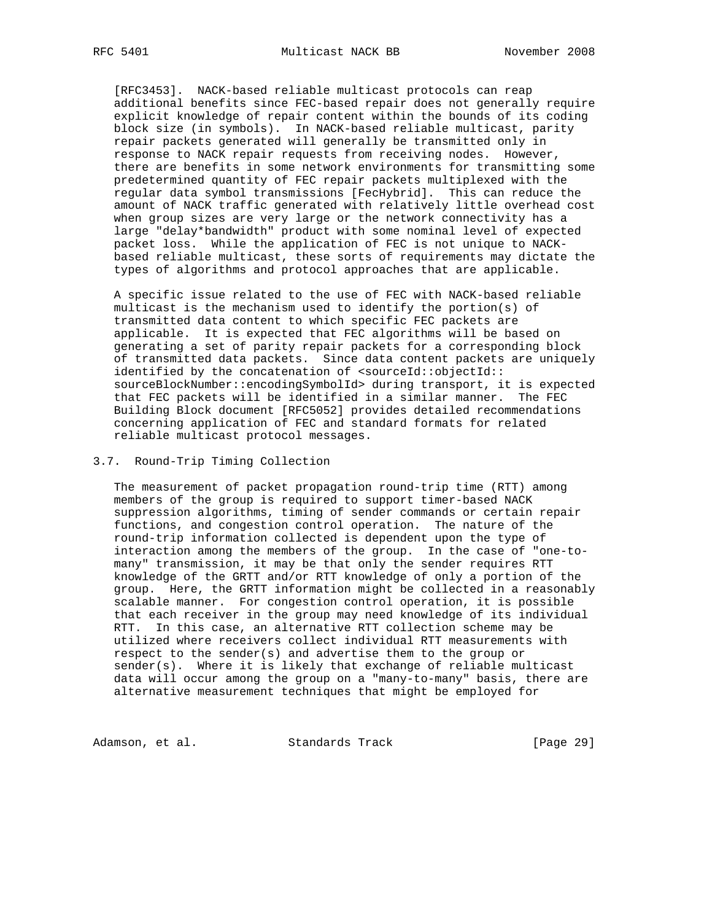[RFC3453]. NACK-based reliable multicast protocols can reap additional benefits since FEC-based repair does not generally require explicit knowledge of repair content within the bounds of its coding block size (in symbols). In NACK-based reliable multicast, parity repair packets generated will generally be transmitted only in response to NACK repair requests from receiving nodes. However, there are benefits in some network environments for transmitting some predetermined quantity of FEC repair packets multiplexed with the regular data symbol transmissions [FecHybrid]. This can reduce the amount of NACK traffic generated with relatively little overhead cost when group sizes are very large or the network connectivity has a large "delay*bandwidth" product with some nominal level of expected packet loss. While the application of FEC is not unique to NACK-based reliable multicast, these sorts of requirements may dictate the types of algorithms and protocol approaches that are applicable.

A specific issue related to the use of FEC with NACK-based reliable multicast is the mechanism used to identify the portion(s) of transmitted data content to which specific FEC packets are applicable. It is expected that FEC algorithms will be based on generating a set of parity repair packets for a corresponding block of transmitted data packets. Since data content packets are uniquely identified by the concatenation of <sourceId::objectId::sourceBlockNumber::encodingSymbolId> during transport, it is expected that FEC packets will be identified in a similar manner. The FEC Building Block document [RFC5052] provides detailed recommendations concerning application of FEC and standard formats for related reliable multicast protocol messages.

### 3.7. Round-Trip Timing Collection

The measurement of packet propagation round-trip time (RTT) among members of the group is required to support timer-based NACK suppression algorithms, timing of sender commands or certain repair functions, and congestion control operation. The nature of the round-trip information collected is dependent upon the type of interaction among the members of the group. In the case of "one-to-many" transmission, it may be that only the sender requires RTT knowledge of the GRTT and/or RTT knowledge of only a portion of the group. Here, the GRTT information might be collected in a reasonably scalable manner. For congestion control operation, it is possible that each receiver in the group may need knowledge of its individual RTT. In this case, an alternative RTT collection scheme may be utilized where receivers collect individual RTT measurements with respect to the sender(s) and advertise them to the group or sender(s). Where it is likely that exchange of reliable multicast data will occur among the group on a "many-to-many" basis, there are alternative measurement techniques that might be employed for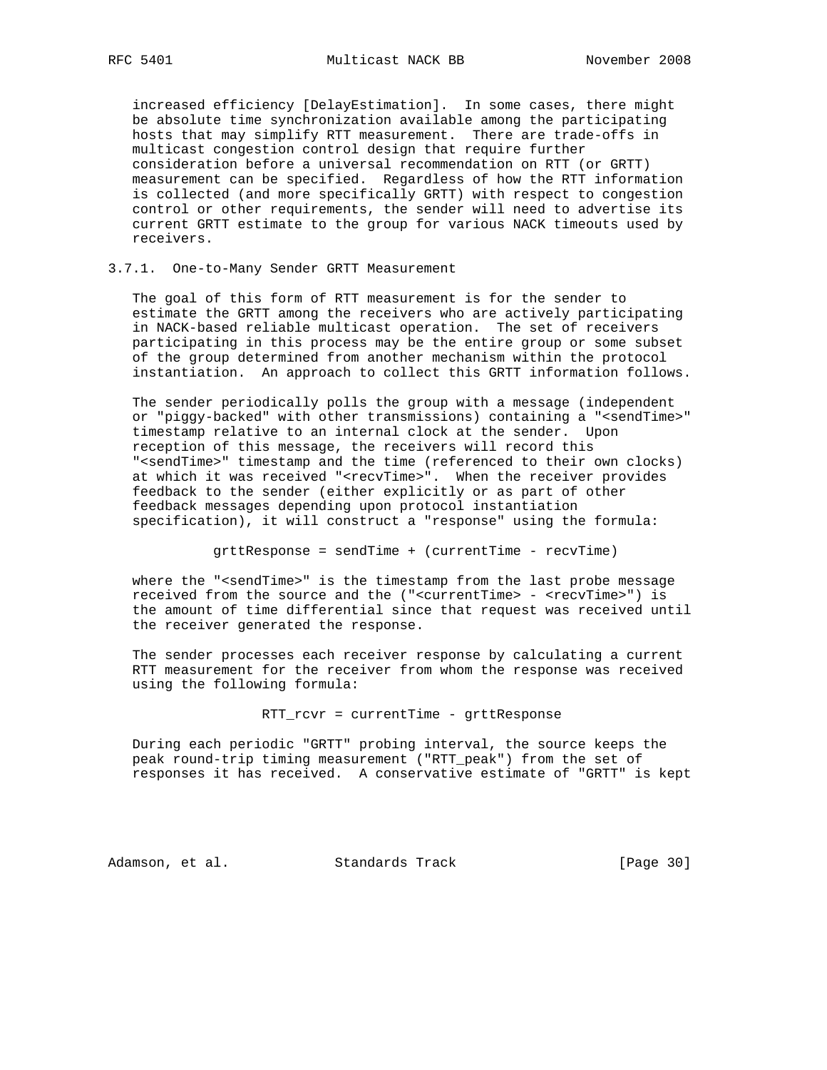increased efficiency [DelayEstimation]. In some cases, there might be absolute time synchronization available among the participating hosts that may simplify RTT measurement. There are trade-offs in multicast congestion control design that require further consideration before a universal recommendation on RTT (or GRTT) measurement can be specified. Regardless of how the RTT information is collected (and more specifically GRTT) with respect to congestion control or other requirements, the sender will need to advertise its current GRTT estimate to the group for various NACK timeouts used by receivers.

### 3.7.1. One-to-Many Sender GRTT Measurement

The goal of this form of RTT measurement is for the sender to estimate the GRTT among the receivers who are actively participating in NACK-based reliable multicast operation. The set of receivers participating in this process may be the entire group or some subset of the group determined from another mechanism within the protocol instantiation. An approach to collect this GRTT information follows.

The sender periodically polls the group with a message (independent or "piggy-backed" with other transmissions) containing a "<sendTime>" timestamp relative to an internal clock at the sender. Upon reception of this message, the receivers will record this "<sendTime>" timestamp and the time (referenced to their own clocks) at which it was received "<recvTime>". When the receiver provides feedback to the sender (either explicitly or as part of other feedback messages depending upon protocol instantiation specification), it will construct a "response" using the formula:

```
grttResponse = sendTime + (currentTime - recvTime)
```

where the "<sendTime>" is the timestamp from the last probe message received from the source and the ("<currentTime> - <recvTime>") is the amount of time differential since that request was received until the receiver generated the response.

The sender processes each receiver response by calculating a current RTT measurement for the receiver from whom the response was received using the following formula:

```
RTT_rcvr = currentTime - grttResponse
```

During each periodic "GRTT" probing interval, the source keeps the peak round-trip timing measurement ("RTT_peak") from the set of responses it has received. A conservative estimate of "GRTT" is kept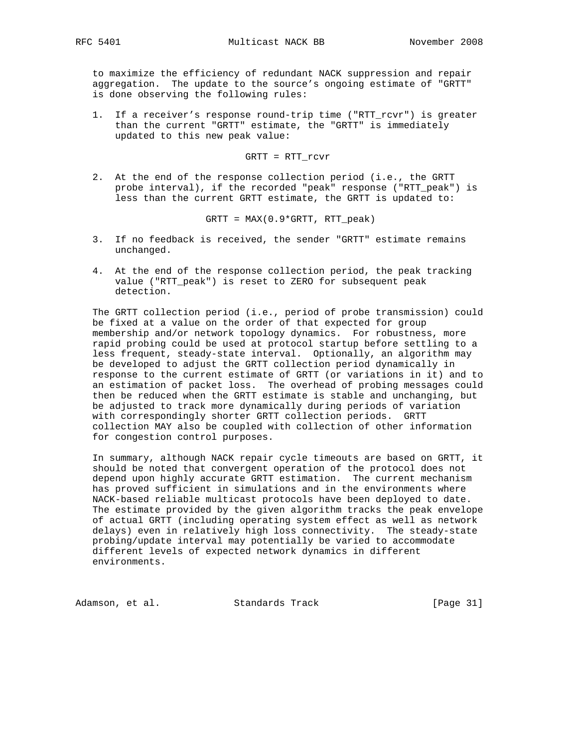to maximize the efficiency of redundant NACK suppression and repair aggregation. The update to the source's ongoing estimate of "GRTT" is done observing the following rules:

1. If a receiver's response round-trip time ("RTT_rcvr") is greater than the current "GRTT" estimate, the "GRTT" is immediately updated to this new peak value:

   $$GRTT = RTT\_rcvr$$

2. At the end of the response collection period (i.e., the GRTT probe interval), if the recorded "peak" response ("RTT_peak") is less than the current GRTT estimate, the GRTT is updated to:

   $$GRTT = MAX(0.9*GRTT, RTT\_peak)$$

3. If no feedback is received, the sender "GRTT" estimate remains unchanged.

4. At the end of the response collection period, the peak tracking value ("RTT_peak") is reset to ZERO for subsequent peak detection.

The GRTT collection period (i.e., period of probe transmission) could be fixed at a value on the order of that expected for group membership and/or network topology dynamics. For robustness, more rapid probing could be used at protocol startup before settling to a less frequent, steady-state interval. Optionally, an algorithm may be developed to adjust the GRTT collection period dynamically in response to the current estimate of GRTT (or variations in it) and to an estimation of packet loss. The overhead of probing messages could then be reduced when the GRTT estimate is stable and unchanging, but be adjusted to track more dynamically during periods of variation with correspondingly shorter GRTT collection periods. GRTT collection MAY also be coupled with collection of other information for congestion control purposes.

In summary, although NACK repair cycle timeouts are based on GRTT, it should be noted that convergent operation of the protocol does not depend upon highly accurate GRTT estimation. The current mechanism has proved sufficient in simulations and in the environments where NACK-based reliable multicast protocols have been deployed to date. The estimate provided by the given algorithm tracks the peak envelope of actual GRTT (including operating system effect as well as network delays) even in relatively high loss connectivity. The steady-state probing/update interval may potentially be varied to accommodate different levels of expected network dynamics in different environments.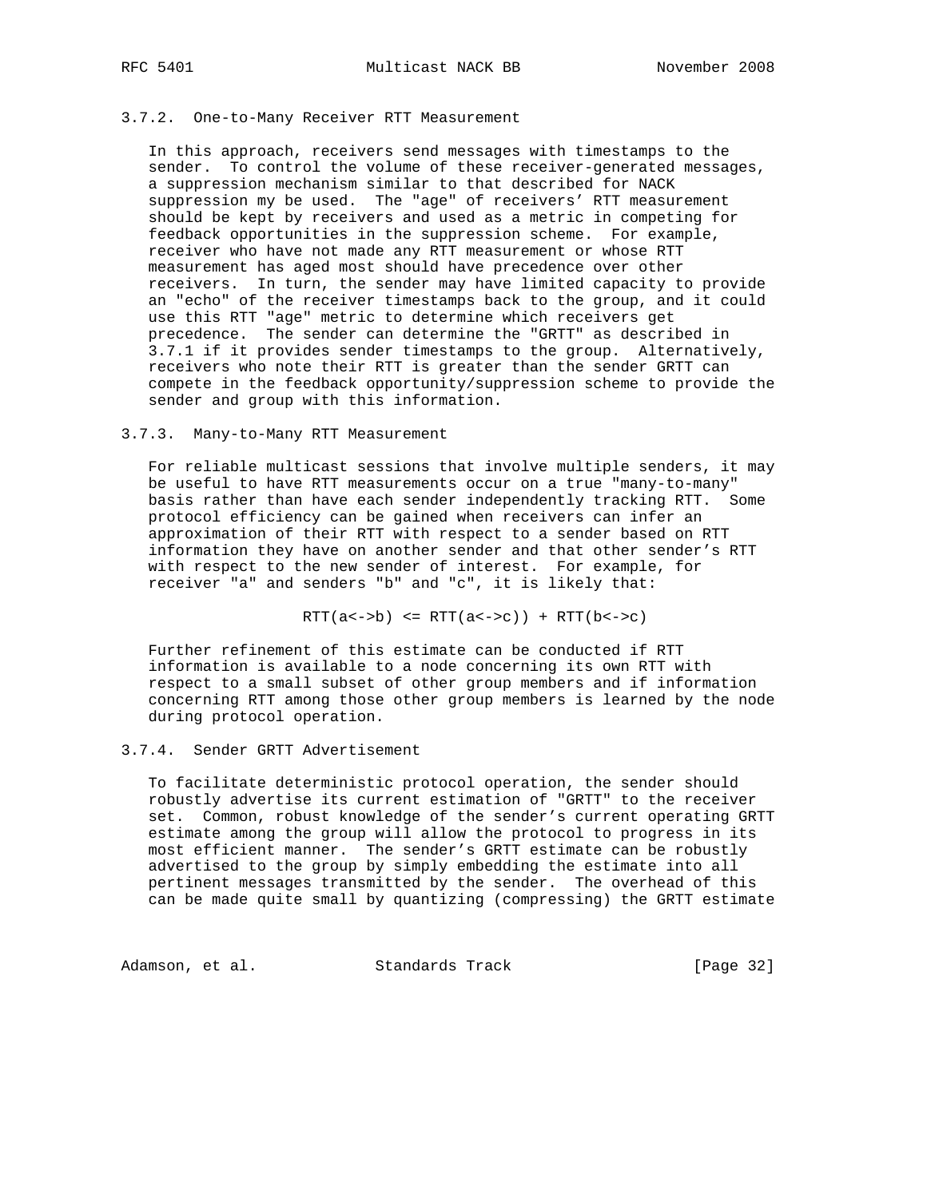### 3.7.2. One-to-Many Receiver RTT Measurement

In this approach, receivers send messages with timestamps to the sender. To control the volume of these receiver-generated messages, a suppression mechanism similar to that described for NACK suppression my be used. The "age" of receivers’ RTT measurement should be kept by receivers and used as a metric in competing for feedback opportunities in the suppression scheme. For example, receiver who have not made any RTT measurement or whose RTT measurement has aged most should have precedence over other receivers. In turn, the sender may have limited capacity to provide an "echo" of the receiver timestamps back to the group, and it could use this RTT "age" metric to determine which receivers get precedence. The sender can determine the "GRTT" as described in 3.7.1 if it provides sender timestamps to the group. Alternatively, receivers who note their RTT is greater than the sender GRTT can compete in the feedback opportunity/suppression scheme to provide the sender and group with this information.

### 3.7.3. Many-to-Many RTT Measurement

For reliable multicast sessions that involve multiple senders, it may be useful to have RTT measurements occur on a true "many-to-many" basis rather than have each sender independently tracking RTT. Some protocol efficiency can be gained when receivers can infer an approximation of their RTT with respect to a sender based on RTT information they have on another sender and that other sender’s RTT with respect to the new sender of interest. For example, for receiver "a" and senders "b" and "c", it is likely that:

```
RTT(a<->b) <= RTT(a<->c)) + RTT(b<->c)
```

Further refinement of this estimate can be conducted if RTT information is available to a node concerning its own RTT with respect to a small subset of other group members and if information concerning RTT among those other group members is learned by the node during protocol operation.

### 3.7.4. Sender GRTT Advertisement

To facilitate deterministic protocol operation, the sender should robustly advertise its current estimation of "GRTT" to the receiver set. Common, robust knowledge of the sender’s current operating GRTT estimate among the group will allow the protocol to progress in its most efficient manner. The sender’s GRTT estimate can be robustly advertised to the group by simply embedding the estimate into all pertinent messages transmitted by the sender. The overhead of this can be made quite small by quantizing (compressing) the GRTT estimate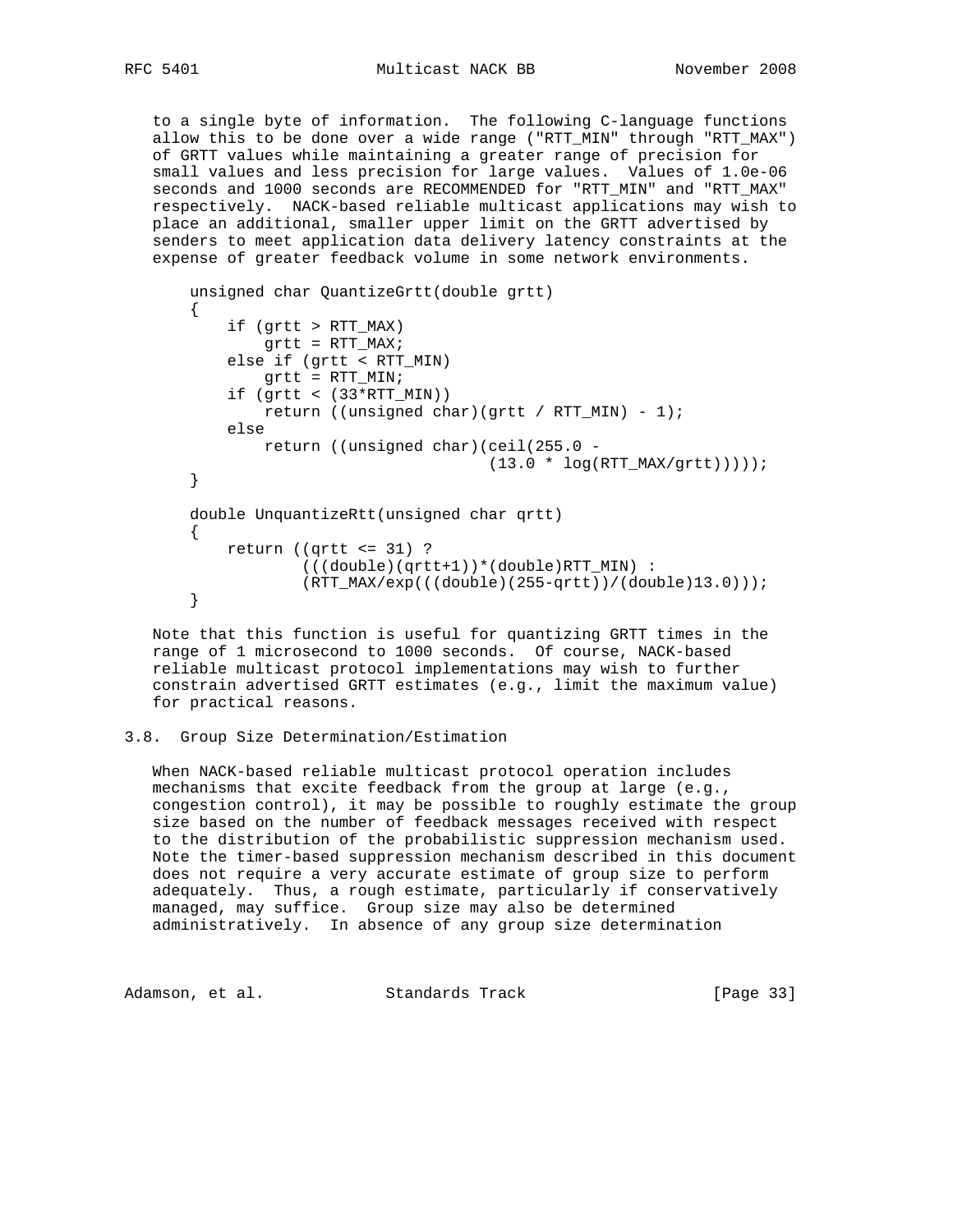to a single byte of information. The following C-language functions allow this to be done over a wide range ("RTT_MIN" through "RTT_MAX") of GRTT values while maintaining a greater range of precision for small values and less precision for large values. Values of 1.0e-06 seconds and 1000 seconds are RECOMMENDED for "RTT_MIN" and "RTT_MAX" respectively. NACK-based reliable multicast applications may wish to place an additional, smaller upper limit on the GRTT advertised by senders to meet application data delivery latency constraints at the expense of greater feedback volume in some network environments.

```
unsigned char QuantizeGrtt(double grtt)
{
    if (grtt > RTT_MAX)
        grtt = RTT_MAX;
    else if (grtt < RTT_MIN)
        grtt = RTT_MIN;
    if (grtt < (33*RTT_MIN))
        return ((unsigned char)(grtt / RTT_MIN) - 1);
    else
        return ((unsigned char)(ceil(255.0 -
                                (13.0 * log(RTT_MAX/grtt)))));
}

double UnquantizeRtt(unsigned char qrtt)
{
    return ((qrtt <= 31) ?
            (((double)(qrtt+1))*(double)RTT_MIN) :
            (RTT_MAX/exp(((double)(255-qrtt))/(double)13.0)));
}
```

Note that this function is useful for quantizing GRTT times in the range of 1 microsecond to 1000 seconds. Of course, NACK-based reliable multicast protocol implementations may wish to further constrain advertised GRTT estimates (e.g., limit the maximum value) for practical reasons.

### 3.8. Group Size Determination/Estimation

When NACK-based reliable multicast protocol operation includes mechanisms that excite feedback from the group at large (e.g., congestion control), it may be possible to roughly estimate the group size based on the number of feedback messages received with respect to the distribution of the probabilistic suppression mechanism used. Note the timer-based suppression mechanism described in this document does not require a very accurate estimate of group size to perform adequately. Thus, a rough estimate, particularly if conservatively managed, may suffice. Group size may also be determined administratively. In absence of any group size determination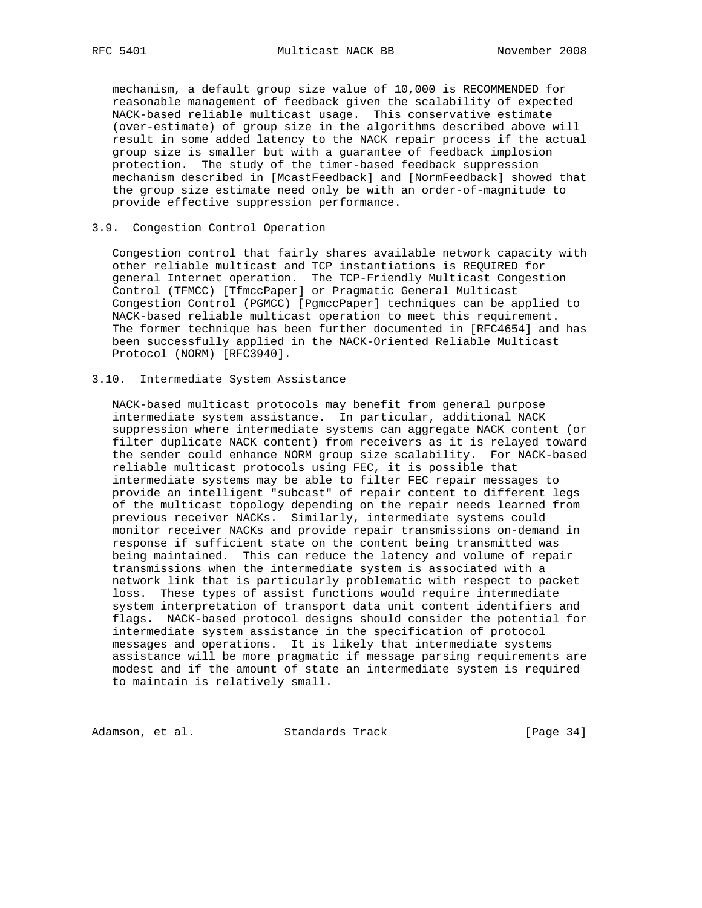mechanism, a default group size value of 10,000 is RECOMMENDED for reasonable management of feedback given the scalability of expected NACK-based reliable multicast usage. This conservative estimate (over-estimate) of group size in the algorithms described above will result in some added latency to the NACK repair process if the actual group size is smaller but with a guarantee of feedback implosion protection. The study of the timer-based feedback suppression mechanism described in [McastFeedback] and [NormFeedback] showed that the group size estimate need only be with an order-of-magnitude to provide effective suppression performance.

### 3.9. Congestion Control Operation

Congestion control that fairly shares available network capacity with other reliable multicast and TCP instantiations is REQUIRED for general Internet operation. The TCP-Friendly Multicast Congestion Control (TFMCC) [TfmccPaper] or Pragmatic General Multicast Congestion Control (PGMCC) [PgmccPaper] techniques can be applied to NACK-based reliable multicast operation to meet this requirement. The former technique has been further documented in [RFC4654] and has been successfully applied in the NACK-Oriented Reliable Multicast Protocol (NORM) [RFC3940].

### 3.10. Intermediate System Assistance

NACK-based multicast protocols may benefit from general purpose intermediate system assistance. In particular, additional NACK suppression where intermediate systems can aggregate NACK content (or filter duplicate NACK content) from receivers as it is relayed toward the sender could enhance NORM group size scalability. For NACK-based reliable multicast protocols using FEC, it is possible that intermediate systems may be able to filter FEC repair messages to provide an intelligent "subcast" of repair content to different legs of the multicast topology depending on the repair needs learned from previous receiver NACKs. Similarly, intermediate systems could monitor receiver NACKs and provide repair transmissions on-demand in response if sufficient state on the content being transmitted was being maintained. This can reduce the latency and volume of repair transmissions when the intermediate system is associated with a network link that is particularly problematic with respect to packet loss. These types of assist functions would require intermediate system interpretation of transport data unit content identifiers and flags. NACK-based protocol designs should consider the potential for intermediate system assistance in the specification of protocol messages and operations. It is likely that intermediate systems assistance will be more pragmatic if message parsing requirements are modest and if the amount of state an intermediate system is required to maintain is relatively small.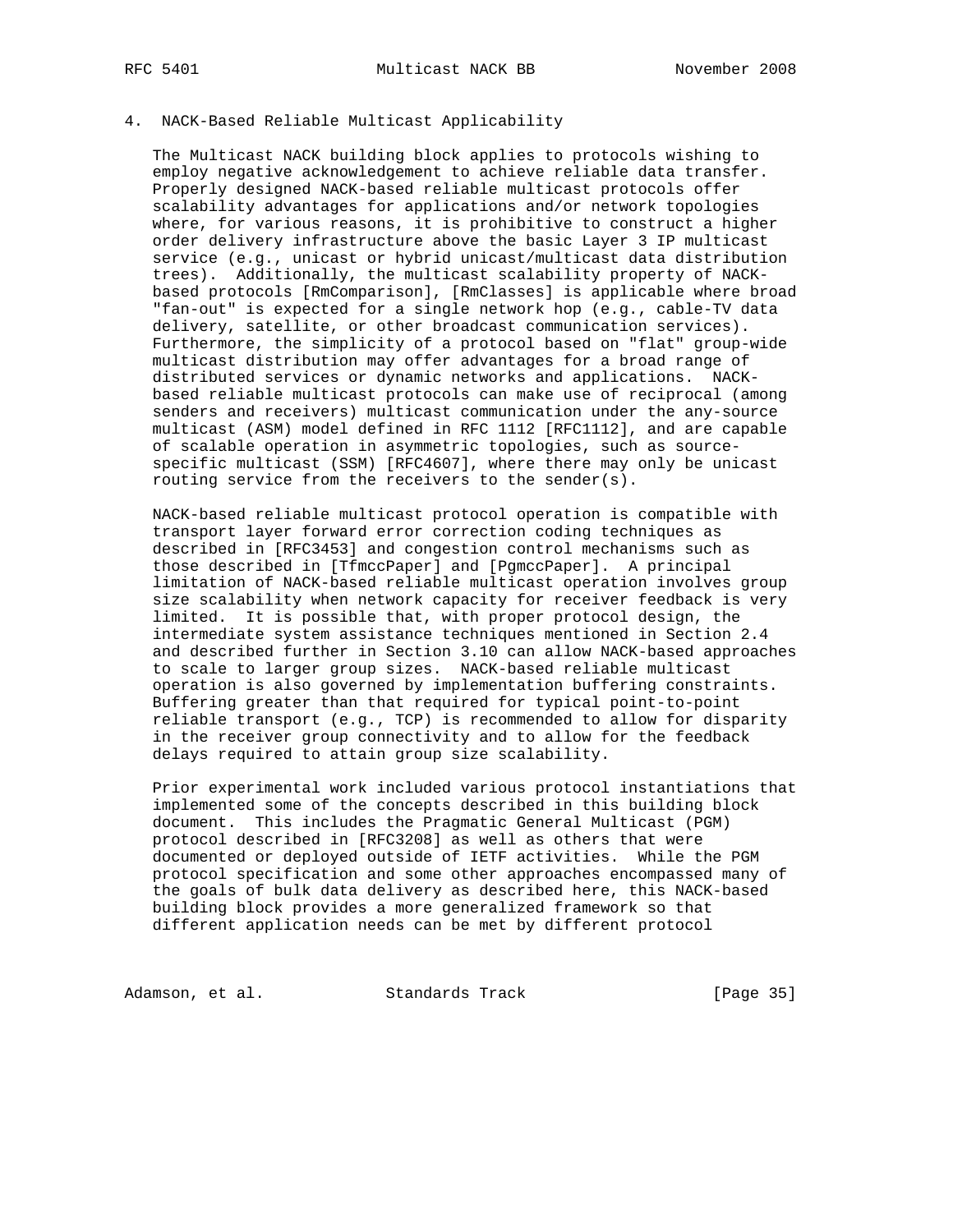## 4. NACK-Based Reliable Multicast Applicability

The Multicast NACK building block applies to protocols wishing to employ negative acknowledgement to achieve reliable data transfer. Properly designed NACK-based reliable multicast protocols offer scalability advantages for applications and/or network topologies where, for various reasons, it is prohibitive to construct a higher order delivery infrastructure above the basic Layer 3 IP multicast service (e.g., unicast or hybrid unicast/multicast data distribution trees). Additionally, the multicast scalability property of NACK-based protocols [RmComparison], [RmClasses] is applicable where broad "fan-out" is expected for a single network hop (e.g., cable-TV data delivery, satellite, or other broadcast communication services). Furthermore, the simplicity of a protocol based on "flat" group-wide multicast distribution may offer advantages for a broad range of distributed services or dynamic networks and applications. NACK-based reliable multicast protocols can make use of reciprocal (among senders and receivers) multicast communication under the any-source multicast (ASM) model defined in RFC 1112 [RFC1112], and are capable of scalable operation in asymmetric topologies, such as source-specific multicast (SSM) [RFC4607], where there may only be unicast routing service from the receivers to the sender(s).

NACK-based reliable multicast protocol operation is compatible with transport layer forward error correction coding techniques as described in [RFC3453] and congestion control mechanisms such as those described in [TfmccPaper] and [PgmccPaper]. A principal limitation of NACK-based reliable multicast operation involves group size scalability when network capacity for receiver feedback is very limited. It is possible that, with proper protocol design, the intermediate system assistance techniques mentioned in Section 2.4 and described further in Section 3.10 can allow NACK-based approaches to scale to larger group sizes. NACK-based reliable multicast operation is also governed by implementation buffering constraints. Buffering greater than that required for typical point-to-point reliable transport (e.g., TCP) is recommended to allow for disparity in the receiver group connectivity and to allow for the feedback delays required to attain group size scalability.

Prior experimental work included various protocol instantiations that implemented some of the concepts described in this building block document. This includes the Pragmatic General Multicast (PGM) protocol described in [RFC3208] as well as others that were documented or deployed outside of IETF activities. While the PGM protocol specification and some other approaches encompassed many of the goals of bulk data delivery as described here, this NACK-based building block provides a more generalized framework so that different application needs can be met by different protocol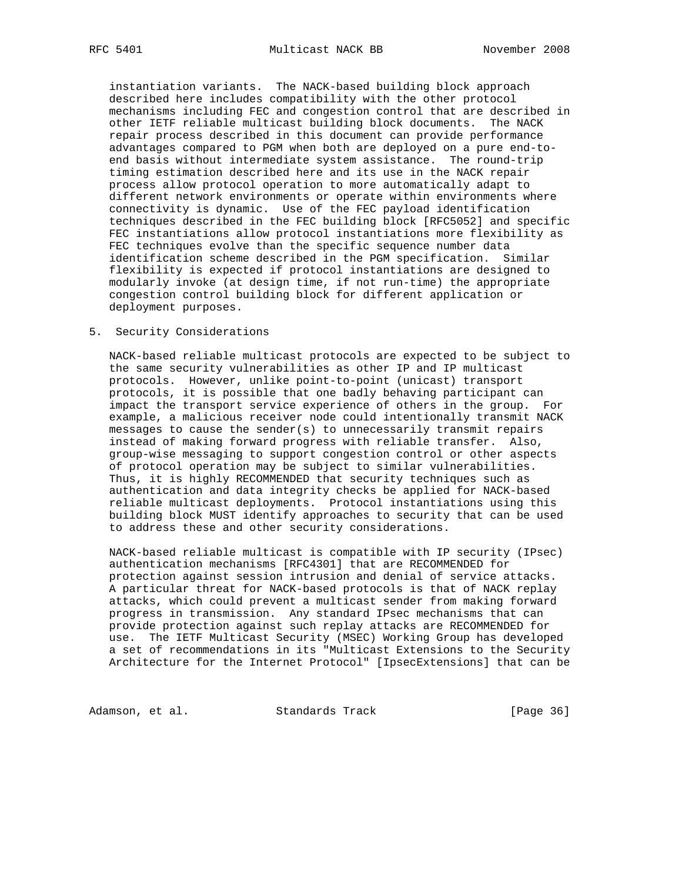instantiation variants. The NACK-based building block approach described here includes compatibility with the other protocol mechanisms including FEC and congestion control that are described in other IETF reliable multicast building block documents. The NACK repair process described in this document can provide performance advantages compared to PGM when both are deployed on a pure end-to-end basis without intermediate system assistance. The round-trip timing estimation described here and its use in the NACK repair process allow protocol operation to more automatically adapt to different network environments or operate within environments where connectivity is dynamic. Use of the FEC payload identification techniques described in the FEC building block [RFC5052] and specific FEC instantiations allow protocol instantiations more flexibility as FEC techniques evolve than the specific sequence number data identification scheme described in the PGM specification. Similar flexibility is expected if protocol instantiations are designed to modularly invoke (at design time, if not run-time) the appropriate congestion control building block for different application or deployment purposes.

## 5. Security Considerations

NACK-based reliable multicast protocols are expected to be subject to the same security vulnerabilities as other IP and IP multicast protocols. However, unlike point-to-point (unicast) transport protocols, it is possible that one badly behaving participant can impact the transport service experience of others in the group. For example, a malicious receiver node could intentionally transmit NACK messages to cause the sender(s) to unnecessarily transmit repairs instead of making forward progress with reliable transfer. Also, group-wise messaging to support congestion control or other aspects of protocol operation may be subject to similar vulnerabilities. Thus, it is highly RECOMMENDED that security techniques such as authentication and data integrity checks be applied for NACK-based reliable multicast deployments. Protocol instantiations using this building block MUST identify approaches to security that can be used to address these and other security considerations.

NACK-based reliable multicast is compatible with IP security (IPsec) authentication mechanisms [RFC4301] that are RECOMMENDED for protection against session intrusion and denial of service attacks. A particular threat for NACK-based protocols is that of NACK replay attacks, which could prevent a multicast sender from making forward progress in transmission. Any standard IPsec mechanisms that can provide protection against such replay attacks are RECOMMENDED for use. The IETF Multicast Security (MSEC) Working Group has developed a set of recommendations in its "Multicast Extensions to the Security Architecture for the Internet Protocol" [IpsecExtensions] that can be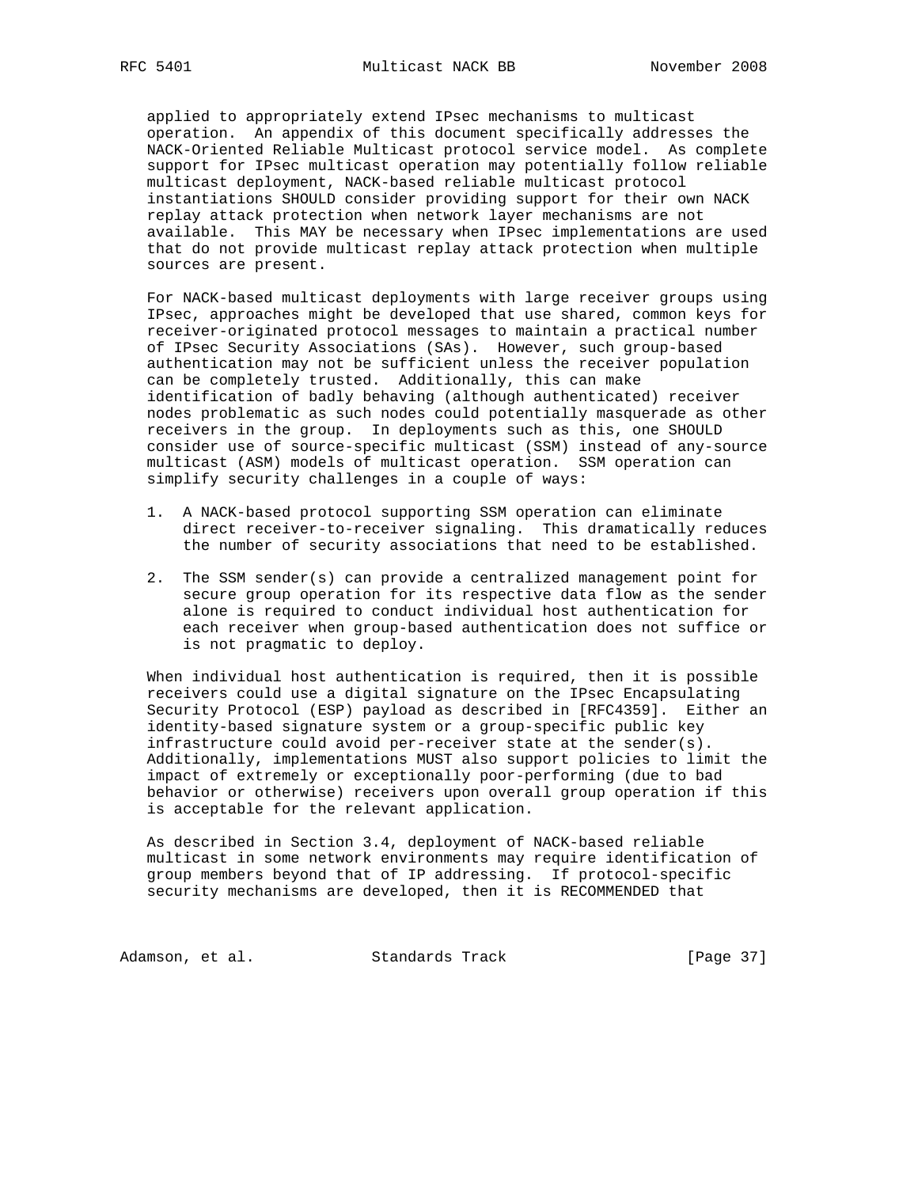applied to appropriately extend IPsec mechanisms to multicast operation. An appendix of this document specifically addresses the NACK-Oriented Reliable Multicast protocol service model. As complete support for IPsec multicast operation may potentially follow reliable multicast deployment, NACK-based reliable multicast protocol instantiations SHOULD consider providing support for their own NACK replay attack protection when network layer mechanisms are not available. This MAY be necessary when IPsec implementations are used that do not provide multicast replay attack protection when multiple sources are present.

For NACK-based multicast deployments with large receiver groups using IPsec, approaches might be developed that use shared, common keys for receiver-originated protocol messages to maintain a practical number of IPsec Security Associations (SAs). However, such group-based authentication may not be sufficient unless the receiver population can be completely trusted. Additionally, this can make identification of badly behaving (although authenticated) receiver nodes problematic as such nodes could potentially masquerade as other receivers in the group. In deployments such as this, one SHOULD consider use of source-specific multicast (SSM) instead of any-source multicast (ASM) models of multicast operation. SSM operation can simplify security challenges in a couple of ways:

1. A NACK-based protocol supporting SSM operation can eliminate direct receiver-to-receiver signaling. This dramatically reduces the number of security associations that need to be established.

2. The SSM sender(s) can provide a centralized management point for secure group operation for its respective data flow as the sender alone is required to conduct individual host authentication for each receiver when group-based authentication does not suffice or is not pragmatic to deploy.

When individual host authentication is required, then it is possible receivers could use a digital signature on the IPsec Encapsulating Security Protocol (ESP) payload as described in [RFC4359]. Either an identity-based signature system or a group-specific public key infrastructure could avoid per-receiver state at the sender(s). Additionally, implementations MUST also support policies to limit the impact of extremely or exceptionally poor-performing (due to bad behavior or otherwise) receivers upon overall group operation if this is acceptable for the relevant application.

As described in Section 3.4, deployment of NACK-based reliable multicast in some network environments may require identification of group members beyond that of IP addressing. If protocol-specific security mechanisms are developed, then it is RECOMMENDED that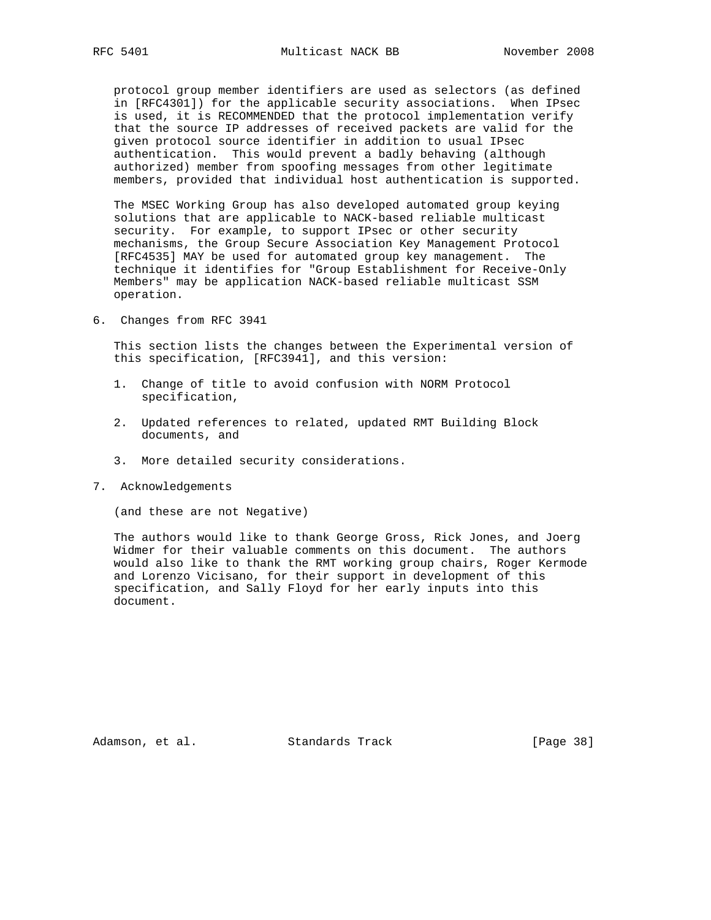protocol group member identifiers are used as selectors (as defined in [RFC4301]) for the applicable security associations. When IPsec is used, it is RECOMMENDED that the protocol implementation verify that the source IP addresses of received packets are valid for the given protocol source identifier in addition to usual IPsec authentication. This would prevent a badly behaving (although authorized) member from spoofing messages from other legitimate members, provided that individual host authentication is supported.

The MSEC Working Group has also developed automated group keying solutions that are applicable to NACK-based reliable multicast security. For example, to support IPsec or other security mechanisms, the Group Secure Association Key Management Protocol [RFC4535] MAY be used for automated group key management. The technique it identifies for "Group Establishment for Receive-Only Members" may be application NACK-based reliable multicast SSM operation.

## 6. Changes from RFC 3941

This section lists the changes between the Experimental version of this specification, [RFC3941], and this version:

1. Change of title to avoid confusion with NORM Protocol specification,

2. Updated references to related, updated RMT Building Block documents, and

3. More detailed security considerations.

## 7. Acknowledgements

(and these are not Negative)

The authors would like to thank George Gross, Rick Jones, and Joerg Widmer for their valuable comments on this document. The authors would also like to thank the RMT working group chairs, Roger Kermode and Lorenzo Vicisano, for their support in development of this specification, and Sally Floyd for her early inputs into this document.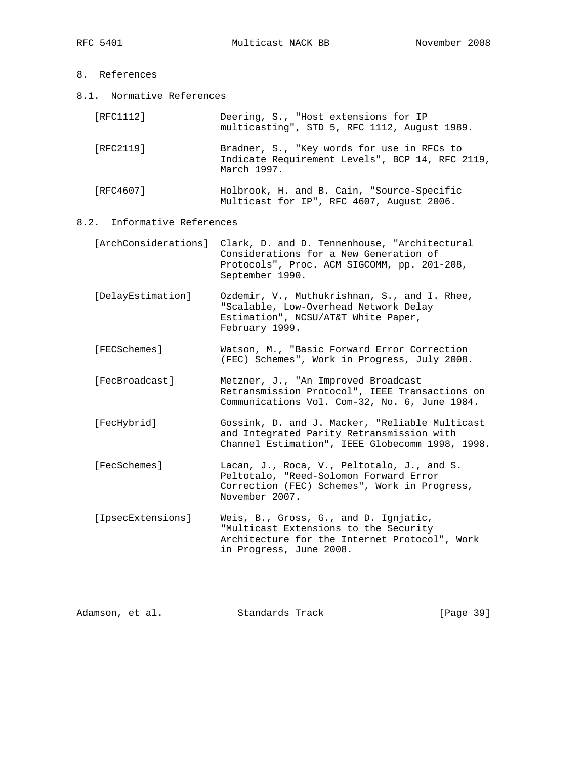# 8. References

## 8.1. Normative References

[RFC1112] Deering, S., "Host extensions for IP multicasting", STD 5, RFC 1112, August 1989.

[RFC2119] Bradner, S., "Key words for use in RFCs to Indicate Requirement Levels", BCP 14, RFC 2119, March 1997.

[RFC4607] Holbrook, H. and B. Cain, "Source-Specific Multicast for IP", RFC 4607, August 2006.

## 8.2. Informative References

[ArchConsiderations] Clark, D. and D. Tennenhouse, "Architectural Considerations for a New Generation of Protocols", Proc. ACM SIGCOMM, pp. 201-208, September 1990.

[DelayEstimation] Ozdemir, V., Muthukrishnan, S., and I. Rhee, "Scalable, Low-Overhead Network Delay Estimation", NCSU/AT&T White Paper, February 1999.

[FECSchemes] Watson, M., "Basic Forward Error Correction (FEC) Schemes", Work in Progress, July 2008.

[FecBroadcast] Metzner, J., "An Improved Broadcast Retransmission Protocol", IEEE Transactions on Communications Vol. Com-32, No. 6, June 1984.

[FecHybrid] Gossink, D. and J. Macker, "Reliable Multicast and Integrated Parity Retransmission with Channel Estimation", IEEE Globecomm 1998, 1998.

[FecSchemes] Lacan, J., Roca, V., Peltotalo, J., and S. Peltotalo, "Reed-Solomon Forward Error Correction (FEC) Schemes", Work in Progress, November 2007.

[IpsecExtensions] Weis, B., Gross, G., and D. Ignjatic, "Multicast Extensions to the Security Architecture for the Internet Protocol", Work in Progress, June 2008.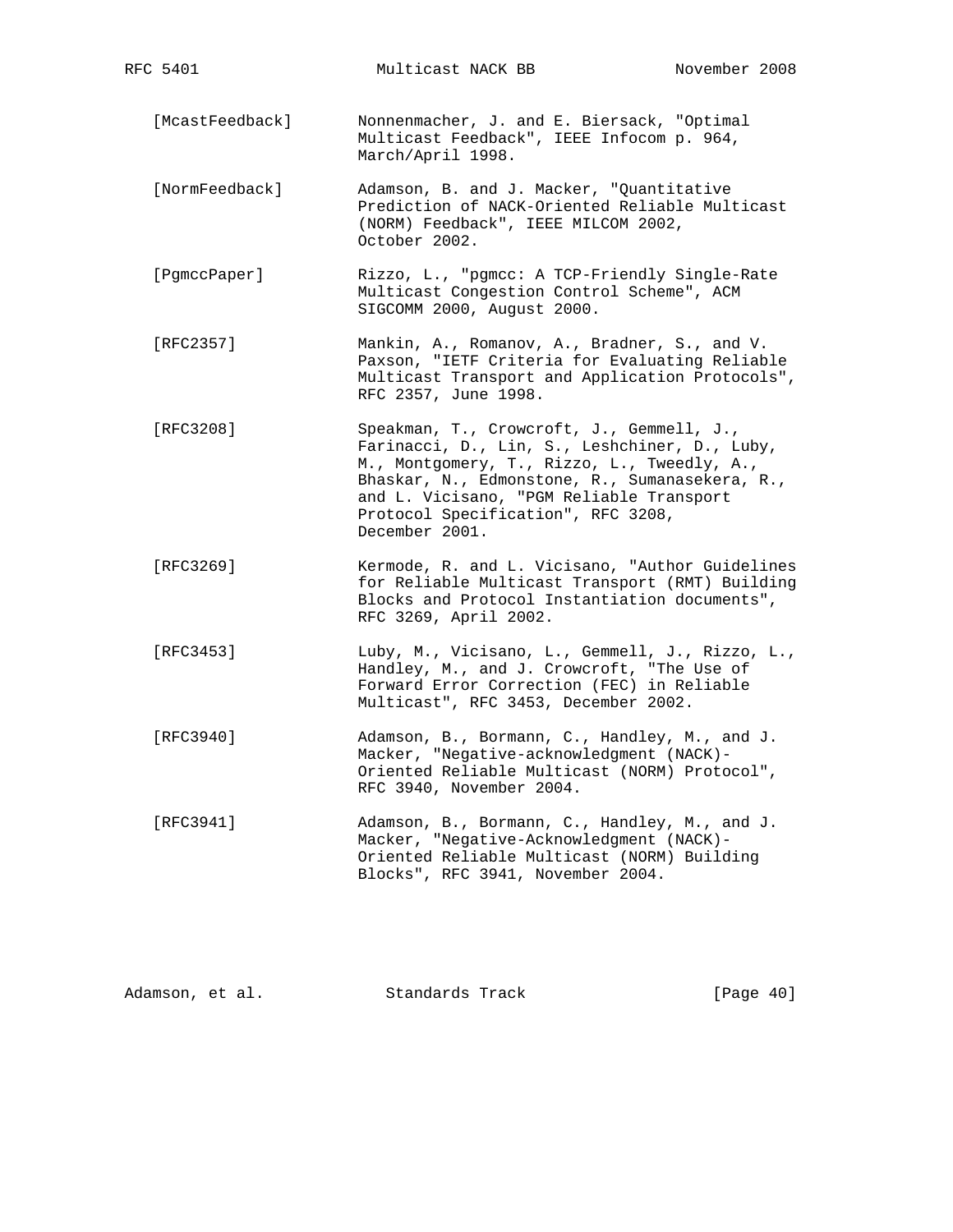[McastFeedback] Nonnenmacher, J. and E. Biersack, "Optimal Multicast Feedback", IEEE Infocom p. 964, March/April 1998.

[NormFeedback] Adamson, B. and J. Macker, "Quantitative Prediction of NACK-Oriented Reliable Multicast (NORM) Feedback", IEEE MILCOM 2002, October 2002.

[PgmccPaper] Rizzo, L., "pgmcc: A TCP-Friendly Single-Rate Multicast Congestion Control Scheme", ACM SIGCOMM 2000, August 2000.

[RFC2357] Mankin, A., Romanov, A., Bradner, S., and V. Paxson, "IETF Criteria for Evaluating Reliable Multicast Transport and Application Protocols", RFC 2357, June 1998.

[RFC3208] Speakman, T., Crowcroft, J., Gemmell, J., Farinacci, D., Lin, S., Leshchiner, D., Luby, M., Montgomery, T., Rizzo, L., Tweedly, A., Bhaskar, N., Edmonstone, R., Sumanasekera, R., and L. Vicisano, "PGM Reliable Transport Protocol Specification", RFC 3208, December 2001.

[RFC3269] Kermode, R. and L. Vicisano, "Author Guidelines for Reliable Multicast Transport (RMT) Building Blocks and Protocol Instantiation documents", RFC 3269, April 2002.

[RFC3453] Luby, M., Vicisano, L., Gemmell, J., Rizzo, L., Handley, M., and J. Crowcroft, "The Use of Forward Error Correction (FEC) in Reliable Multicast", RFC 3453, December 2002.

[RFC3940] Adamson, B., Bormann, C., Handley, M., and J. Macker, "Negative-acknowledgment (NACK)-Oriented Reliable Multicast (NORM) Protocol", RFC 3940, November 2004.

[RFC3941] Adamson, B., Bormann, C., Handley, M., and J. Macker, "Negative-Acknowledgment (NACK)-Oriented Reliable Multicast (NORM) Building Blocks", RFC 3941, November 2004.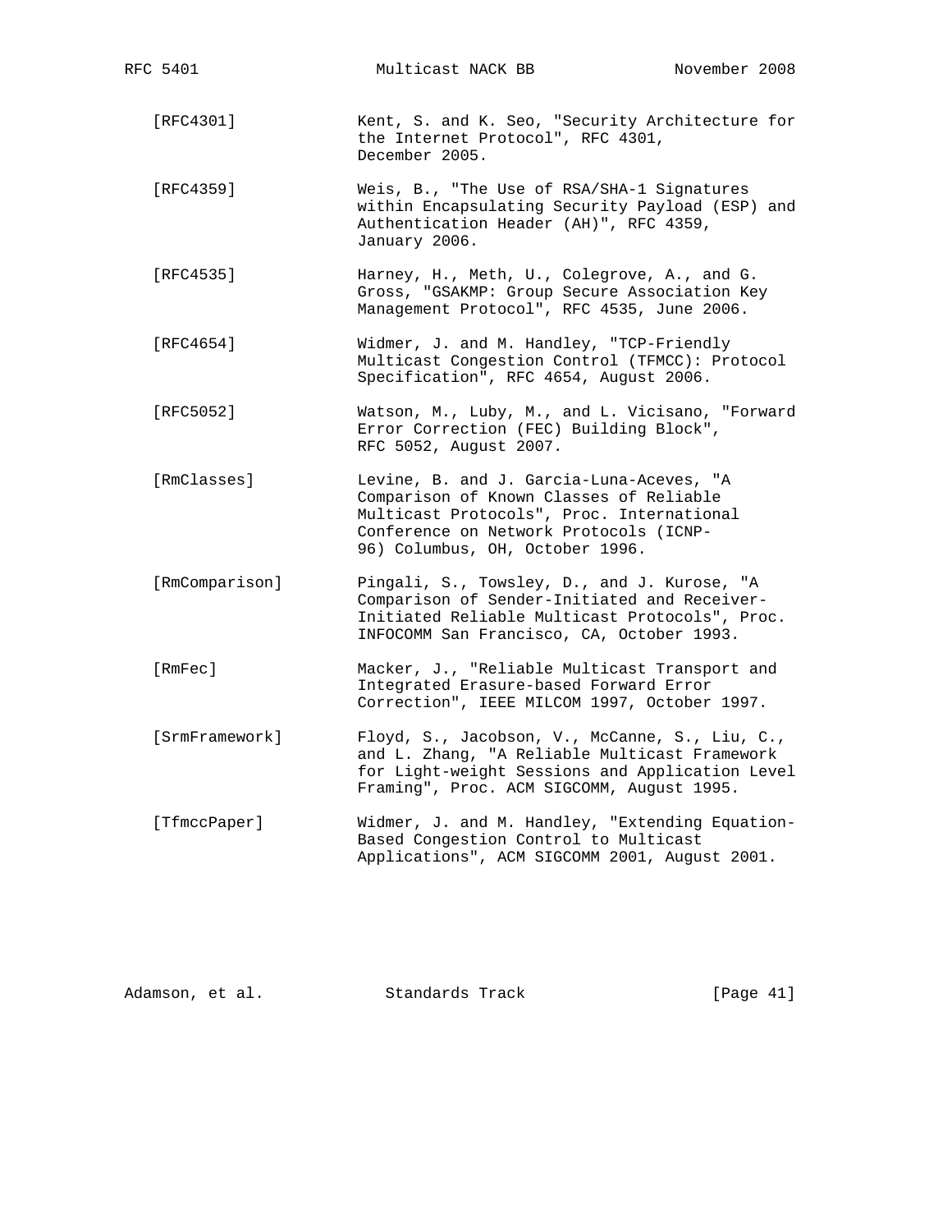[RFC4301] Kent, S. and K. Seo, "Security Architecture for the Internet Protocol", RFC 4301, December 2005.

[RFC4359] Weis, B., "The Use of RSA/SHA-1 Signatures within Encapsulating Security Payload (ESP) and Authentication Header (AH)", RFC 4359, January 2006.

[RFC4535] Harney, H., Meth, U., Colegrove, A., and G. Gross, "GSAKMP: Group Secure Association Key Management Protocol", RFC 4535, June 2006.

[RFC4654] Widmer, J. and M. Handley, "TCP-Friendly Multicast Congestion Control (TFMCC): Protocol Specification", RFC 4654, August 2006.

[RFC5052] Watson, M., Luby, M., and L. Vicisano, "Forward Error Correction (FEC) Building Block", RFC 5052, August 2007.

[RmClasses] Levine, B. and J. Garcia-Luna-Aceves, "A Comparison of Known Classes of Reliable Multicast Protocols", Proc. International Conference on Network Protocols (ICNP-96) Columbus, OH, October 1996.

[RmComparison] Pingali, S., Towsley, D., and J. Kurose, "A Comparison of Sender-Initiated and Receiver-Initiated Reliable Multicast Protocols", Proc. INFOCOMM San Francisco, CA, October 1993.

[RmFec] Macker, J., "Reliable Multicast Transport and Integrated Erasure-based Forward Error Correction", IEEE MILCOM 1997, October 1997.

[SrmFramework] Floyd, S., Jacobson, V., McCanne, S., Liu, C., and L. Zhang, "A Reliable Multicast Framework for Light-weight Sessions and Application Level Framing", Proc. ACM SIGCOMM, August 1995.

[TfmccPaper] Widmer, J. and M. Handley, "Extending Equation-Based Congestion Control to Multicast Applications", ACM SIGCOMM 2001, August 2001.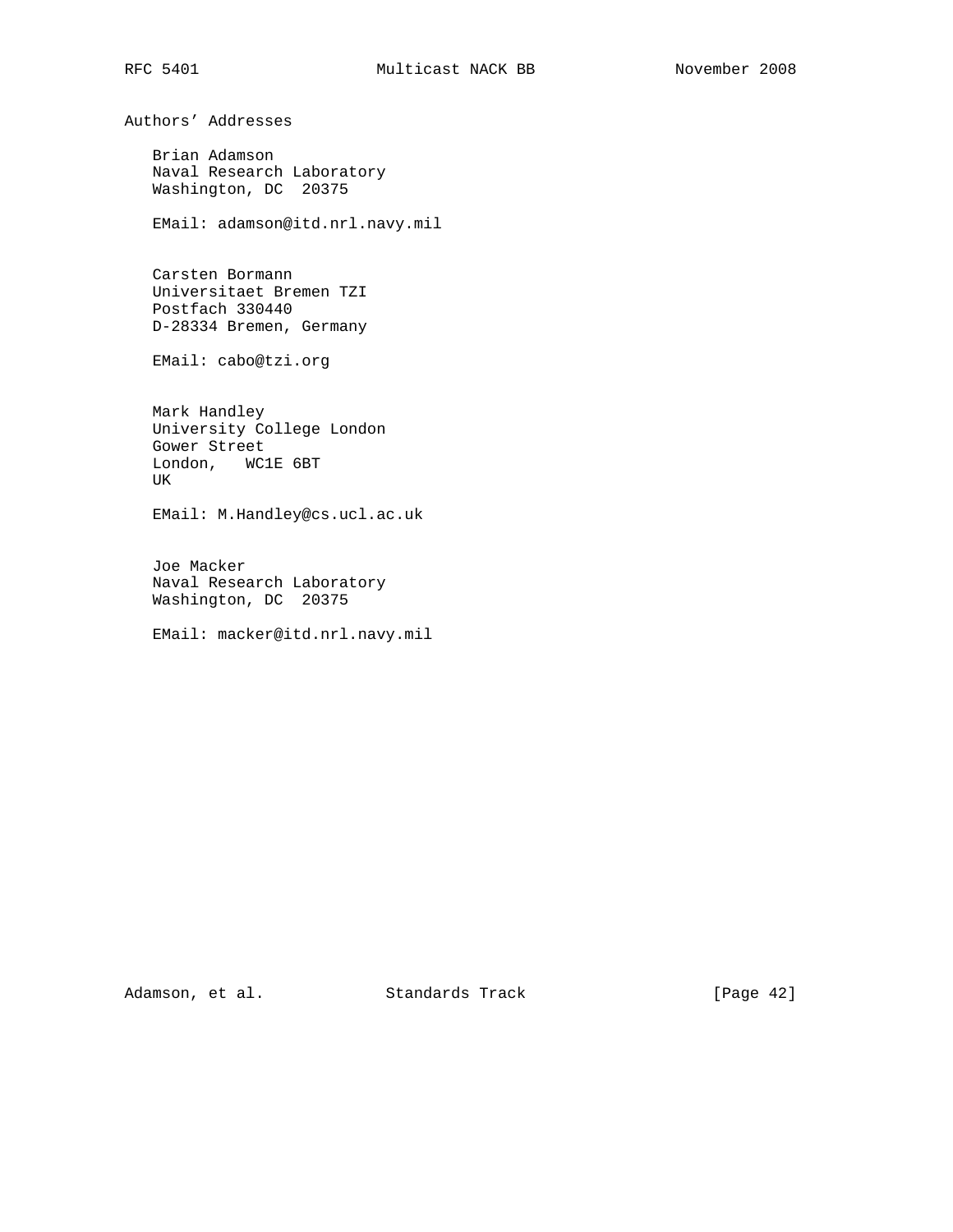## Authors' Addresses

Brian Adamson
Naval Research Laboratory
Washington, DC  20375

EMail: adamson@itd.nrl.navy.mil

Carsten Bormann
Universitaet Bremen TZI
Postfach 330440
D-28334 Bremen, Germany

EMail: cabo@tzi.org

Mark Handley
University College London
Gower Street
London,   WC1E 6BT
UK

EMail: M.Handley@cs.ucl.ac.uk

Joe Macker
Naval Research Laboratory
Washington, DC  20375

EMail: macker@itd.nrl.navy.mil